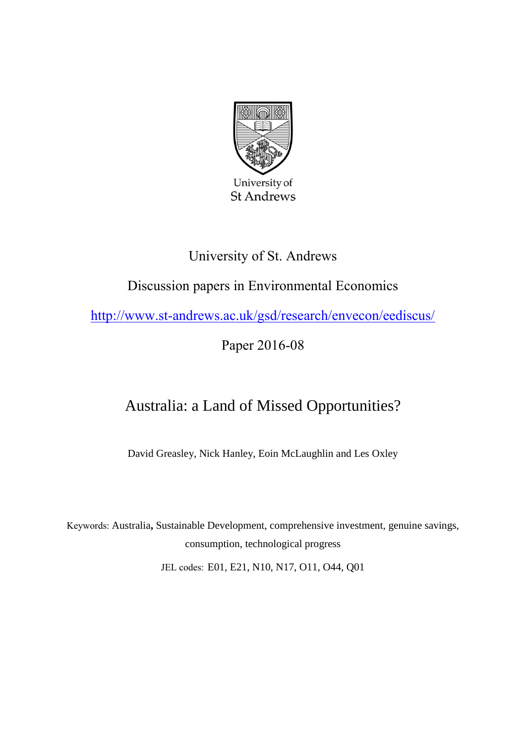University of St. Andrews

Discussion papers in Environmental Economics

http://www.st-andrews.ac.uk/gsd/research/envecon/eediscus/

Paper 2016-08

# Australia: a Land of Missed Opportunities?

David Greasley, Nick Hanley, Eoin McLaughlin and Les Oxley

Keywords: Australia, Sustainable Development, comprehensive investment, genuine savings, consumption, technological progress

JEL codes: E01, E21, N10, N17, O11, O44, Q01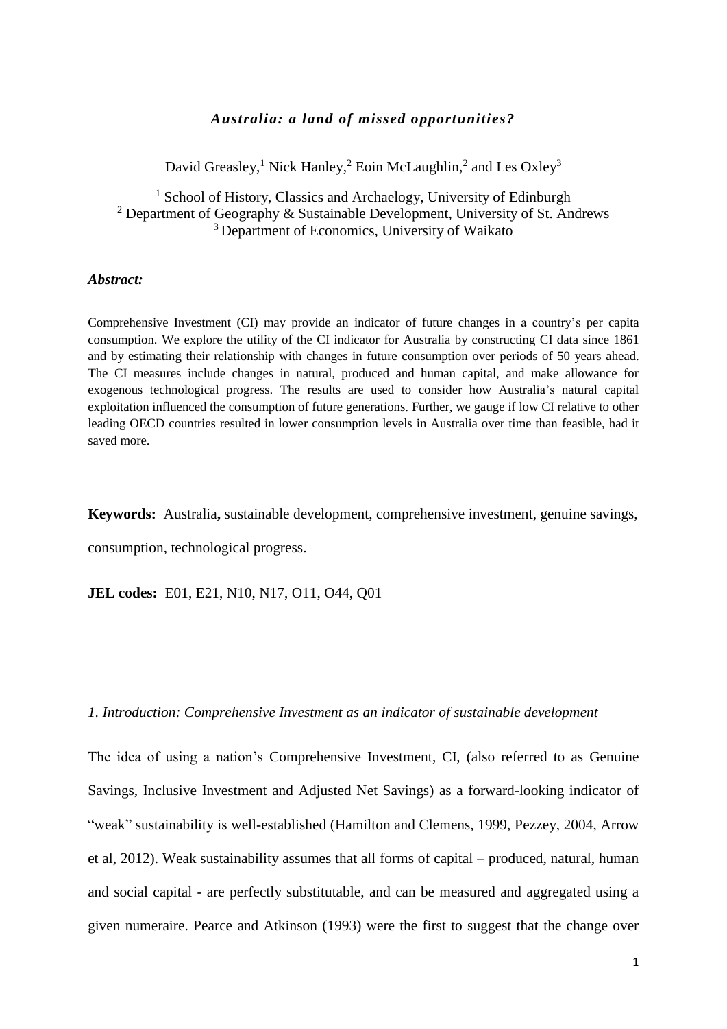# *Australia: a land of missed opportunities?*

David Greasley,[1] Nick Hanley,[2] Eoin McLaughlin,[2] and Les Oxley[3]

[1] School of History, Classics and Archaeology, University of Edinburgh
[2] Department of Geography & Sustainable Development, University of St. Andrews
[3] Department of Economics, University of Waikato

### *Abstract:*

Comprehensive Investment (CI) may provide an indicator of future changes in a country's per capita consumption. We explore the utility of the CI indicator for Australia by constructing CI data since 1861 and by estimating their relationship with changes in future consumption over periods of 50 years ahead. The CI measures include changes in natural, produced and human capital, and make allowance for exogenous technological progress. The results are used to consider how Australia's natural capital exploitation influenced the consumption of future generations. Further, we gauge if low CI relative to other leading OECD countries resulted in lower consumption levels in Australia over time than feasible, had it saved more.

**Keywords:** Australia**,** sustainable development, comprehensive investment, genuine savings, consumption, technological progress.

**JEL codes:** E01, E21, N10, N17, O11, O44, Q01

## *1. Introduction: Comprehensive Investment as an indicator of sustainable development*

The idea of using a nation's Comprehensive Investment, CI, (also referred to as Genuine Savings, Inclusive Investment and Adjusted Net Savings) as a forward-looking indicator of "weak" sustainability is well-established (Hamilton and Clemens, 1999, Pezzey, 2004, Arrow et al, 2012). Weak sustainability assumes that all forms of capital – produced, natural, human and social capital - are perfectly substitutable, and can be measured and aggregated using a given numeraire. Pearce and Atkinson (1993) were the first to suggest that the change over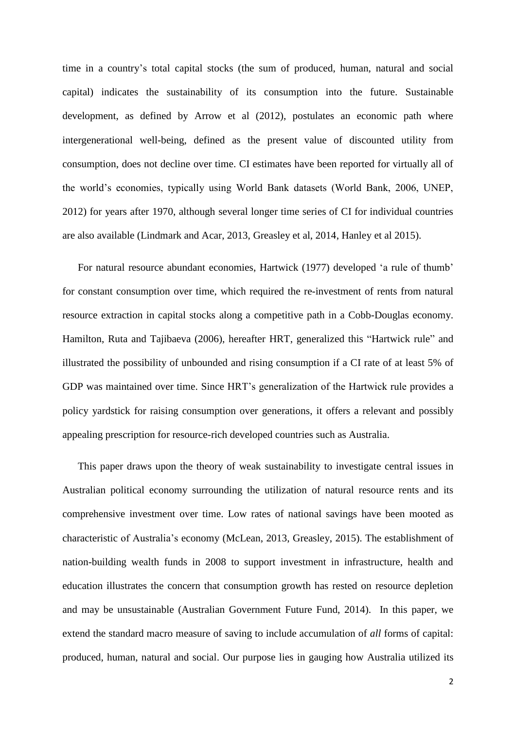time in a country's total capital stocks (the sum of produced, human, natural and social capital) indicates the sustainability of its consumption into the future. Sustainable development, as defined by Arrow et al (2012), postulates an economic path where intergenerational well-being, defined as the present value of discounted utility from consumption, does not decline over time. CI estimates have been reported for virtually all of the world's economies, typically using World Bank datasets (World Bank, 2006, UNEP, 2012) for years after 1970, although several longer time series of CI for individual countries are also available (Lindmark and Acar, 2013, Greasley et al, 2014, Hanley et al 2015).

For natural resource abundant economies, Hartwick (1977) developed 'a rule of thumb' for constant consumption over time, which required the re-investment of rents from natural resource extraction in capital stocks along a competitive path in a Cobb-Douglas economy. Hamilton, Ruta and Tajibaeva (2006), hereafter HRT, generalized this "Hartwick rule" and illustrated the possibility of unbounded and rising consumption if a CI rate of at least 5% of GDP was maintained over time. Since HRT's generalization of the Hartwick rule provides a policy yardstick for raising consumption over generations, it offers a relevant and possibly appealing prescription for resource-rich developed countries such as Australia.

This paper draws upon the theory of weak sustainability to investigate central issues in Australian political economy surrounding the utilization of natural resource rents and its comprehensive investment over time. Low rates of national savings have been mooted as characteristic of Australia's economy (McLean, 2013, Greasley, 2015). The establishment of nation-building wealth funds in 2008 to support investment in infrastructure, health and education illustrates the concern that consumption growth has rested on resource depletion and may be unsustainable (Australian Government Future Fund, 2014). In this paper, we extend the standard macro measure of saving to include accumulation of *all* forms of capital: produced, human, natural and social. Our purpose lies in gauging how Australia utilized its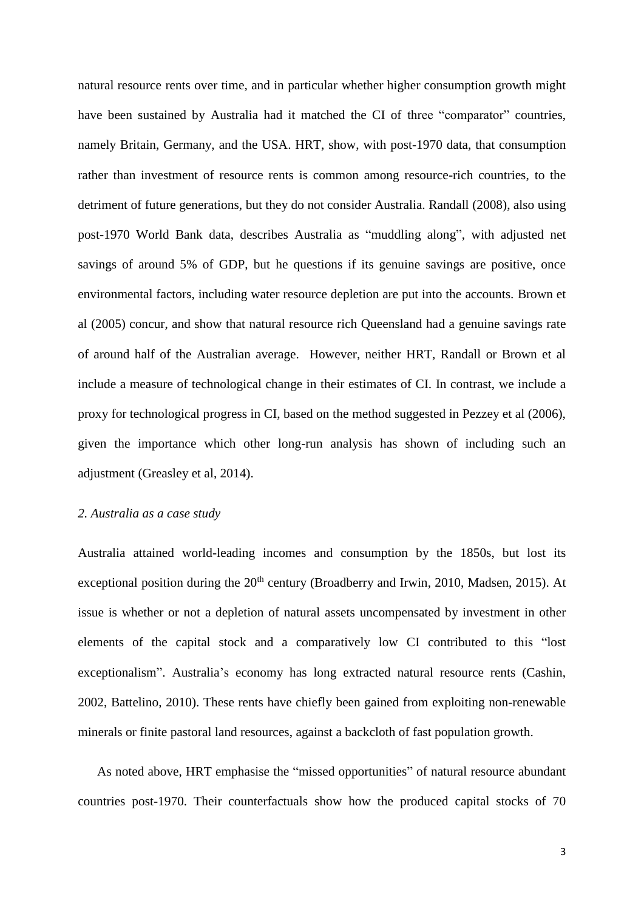natural resource rents over time, and in particular whether higher consumption growth might have been sustained by Australia had it matched the CI of three "comparator" countries, namely Britain, Germany, and the USA. HRT, show, with post-1970 data, that consumption rather than investment of resource rents is common among resource-rich countries, to the detriment of future generations, but they do not consider Australia. Randall (2008), also using post-1970 World Bank data, describes Australia as "muddling along", with adjusted net savings of around 5% of GDP, but he questions if its genuine savings are positive, once environmental factors, including water resource depletion are put into the accounts. Brown et al (2005) concur, and show that natural resource rich Queensland had a genuine savings rate of around half of the Australian average. However, neither HRT, Randall or Brown et al include a measure of technological change in their estimates of CI. In contrast, we include a proxy for technological progress in CI, based on the method suggested in Pezzey et al (2006), given the importance which other long-run analysis has shown of including such an adjustment (Greasley et al, 2014).

## *2. Australia as a case study*

Australia attained world-leading incomes and consumption by the 1850s, but lost its exceptional position during the 20th century (Broadberry and Irwin, 2010, Madsen, 2015). At issue is whether or not a depletion of natural assets uncompensated by investment in other elements of the capital stock and a comparatively low CI contributed to this "lost exceptionalism". Australia's economy has long extracted natural resource rents (Cashin, 2002, Battelino, 2010). These rents have chiefly been gained from exploiting non-renewable minerals or finite pastoral land resources, against a backcloth of fast population growth.

As noted above, HRT emphasise the "missed opportunities" of natural resource abundant countries post-1970. Their counterfactuals show how the produced capital stocks of 70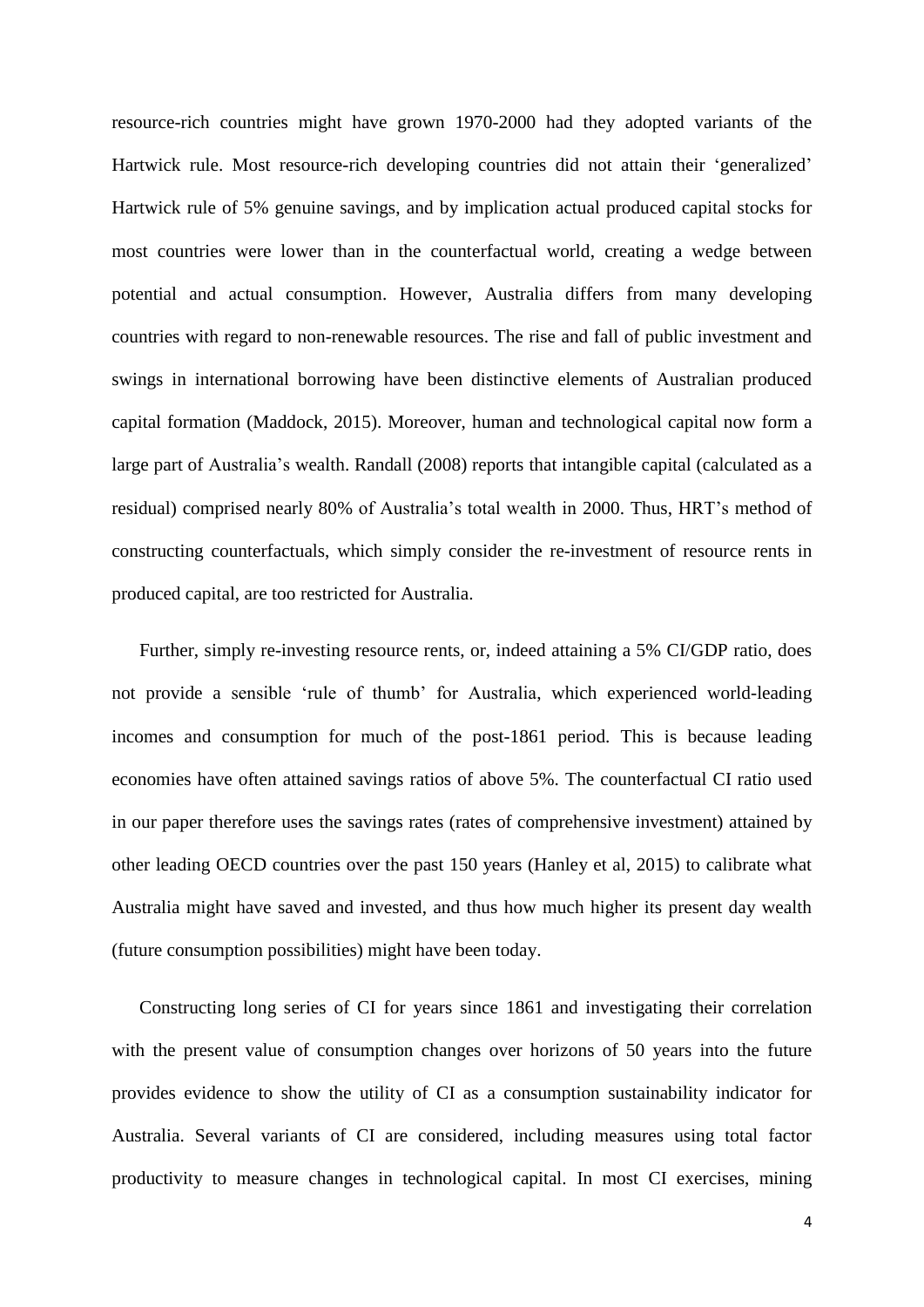resource-rich countries might have grown 1970-2000 had they adopted variants of the Hartwick rule. Most resource-rich developing countries did not attain their 'generalized' Hartwick rule of 5% genuine savings, and by implication actual produced capital stocks for most countries were lower than in the counterfactual world, creating a wedge between potential and actual consumption. However, Australia differs from many developing countries with regard to non-renewable resources. The rise and fall of public investment and swings in international borrowing have been distinctive elements of Australian produced capital formation (Maddock, 2015). Moreover, human and technological capital now form a large part of Australia's wealth. Randall (2008) reports that intangible capital (calculated as a residual) comprised nearly 80% of Australia's total wealth in 2000. Thus, HRT's method of constructing counterfactuals, which simply consider the re-investment of resource rents in produced capital, are too restricted for Australia.

Further, simply re-investing resource rents, or, indeed attaining a 5% CI/GDP ratio, does not provide a sensible 'rule of thumb' for Australia, which experienced world-leading incomes and consumption for much of the post-1861 period. This is because leading economies have often attained savings ratios of above 5%. The counterfactual CI ratio used in our paper therefore uses the savings rates (rates of comprehensive investment) attained by other leading OECD countries over the past 150 years (Hanley et al, 2015) to calibrate what Australia might have saved and invested, and thus how much higher its present day wealth (future consumption possibilities) might have been today.

Constructing long series of CI for years since 1861 and investigating their correlation with the present value of consumption changes over horizons of 50 years into the future provides evidence to show the utility of CI as a consumption sustainability indicator for Australia. Several variants of CI are considered, including measures using total factor productivity to measure changes in technological capital. In most CI exercises, mining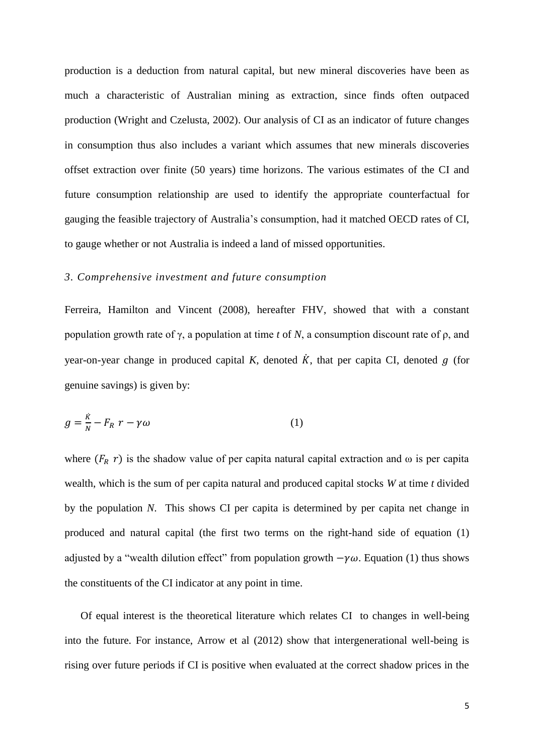production is a deduction from natural capital, but new mineral discoveries have been as much a characteristic of Australian mining as extraction, since finds often outpaced production (Wright and Czelusta, 2002). Our analysis of CI as an indicator of future changes in consumption thus also includes a variant which assumes that new minerals discoveries offset extraction over finite (50 years) time horizons. The various estimates of the CI and future consumption relationship are used to identify the appropriate counterfactual for gauging the feasible trajectory of Australia's consumption, had it matched OECD rates of CI, to gauge whether or not Australia is indeed a land of missed opportunities.

### *3. Comprehensive investment and future consumption*

Ferreira, Hamilton and Vincent (2008), hereafter FHV, showed that with a constant population growth rate of $\gamma$, a population at time *t* of *N*, a consumption discount rate of $\rho$, and year-on-year change in produced capital *K*, denoted $\dot{K}$, that per capita CI, denoted $g$ (for genuine savings) is given by:

$$g = \frac{\dot{K}}{N} - F_R \ r - \gamma\omega \tag{1}$$

where $(F_R \ r)$ is the shadow value of per capita natural capital extraction and $\omega$ is per capita wealth, which is the sum of per capita natural and produced capital stocks *W* at time *t* divided by the population *N*. This shows CI per capita is determined by per capita net change in produced and natural capital (the first two terms on the right-hand side of equation (1) adjusted by a "wealth dilution effect" from population growth $-\gamma\omega$. Equation (1) thus shows the constituents of the CI indicator at any point in time.

Of equal interest is the theoretical literature which relates CI to changes in well-being into the future. For instance, Arrow et al (2012) show that intergenerational well-being is rising over future periods if CI is positive when evaluated at the correct shadow prices in the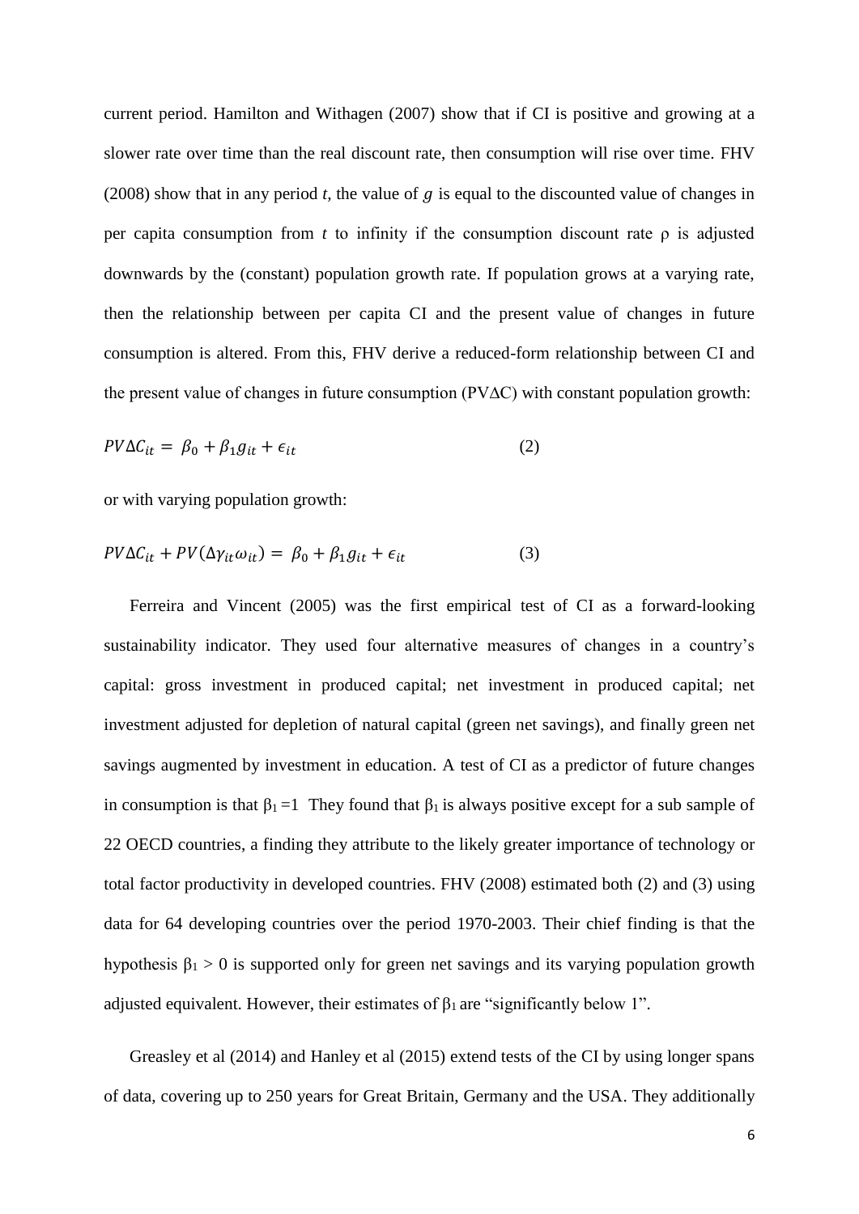current period. Hamilton and Withagen (2007) show that if CI is positive and growing at a slower rate over time than the real discount rate, then consumption will rise over time. FHV (2008) show that in any period *t*, the value of $g$ is equal to the discounted value of changes in per capita consumption from *t* to infinity if the consumption discount rate ρ is adjusted downwards by the (constant) population growth rate. If population grows at a varying rate, then the relationship between per capita CI and the present value of changes in future consumption is altered. From this, FHV derive a reduced-form relationship between CI and the present value of changes in future consumption (PVΔC) with constant population growth:

$$PV\Delta C_{it} = \beta_0 + \beta_1 g_{it} + \epsilon_{it} \qquad (2)$$

or with varying population growth:

$$PV\Delta C_{it} + PV(\Delta\gamma_{it}\omega_{it}) = \beta_0 + \beta_1 g_{it} + \epsilon_{it} \qquad (3)$$

Ferreira and Vincent (2005) was the first empirical test of CI as a forward-looking sustainability indicator. They used four alternative measures of changes in a country's capital: gross investment in produced capital; net investment in produced capital; net investment adjusted for depletion of natural capital (green net savings), and finally green net savings augmented by investment in education. A test of CI as a predictor of future changes in consumption is that $\beta_1 = 1$ They found that $\beta_1$ is always positive except for a sub sample of 22 OECD countries, a finding they attribute to the likely greater importance of technology or total factor productivity in developed countries. FHV (2008) estimated both (2) and (3) using data for 64 developing countries over the period 1970-2003. Their chief finding is that the hypothesis $\beta_1 > 0$ is supported only for green net savings and its varying population growth adjusted equivalent. However, their estimates of $\beta_1$ are "significantly below 1".

Greasley et al (2014) and Hanley et al (2015) extend tests of the CI by using longer spans of data, covering up to 250 years for Great Britain, Germany and the USA. They additionally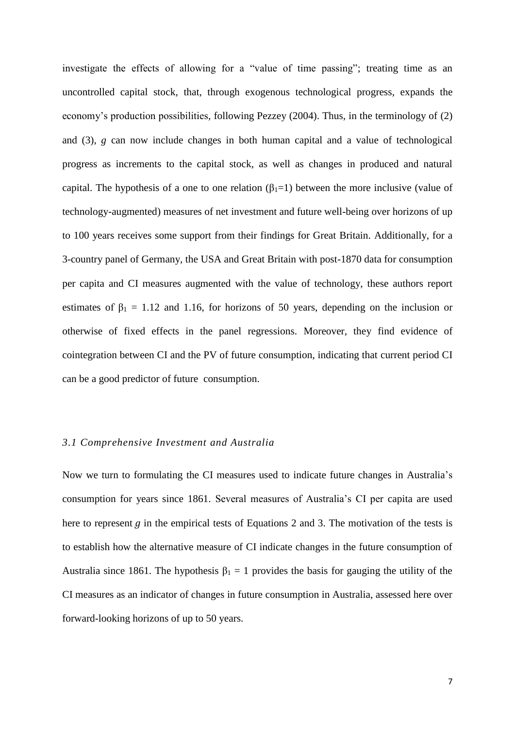investigate the effects of allowing for a "value of time passing"; treating time as an uncontrolled capital stock, that, through exogenous technological progress, expands the economy's production possibilities, following Pezzey (2004). Thus, in the terminology of (2) and (3), $g$ can now include changes in both human capital and a value of technological progress as increments to the capital stock, as well as changes in produced and natural capital. The hypothesis of a one to one relation ($\beta_1$=1) between the more inclusive (value of technology-augmented) measures of net investment and future well-being over horizons of up to 100 years receives some support from their findings for Great Britain. Additionally, for a 3-country panel of Germany, the USA and Great Britain with post-1870 data for consumption per capita and CI measures augmented with the value of technology, these authors report estimates of $\beta_1$ = 1.12 and 1.16, for horizons of 50 years, depending on the inclusion or otherwise of fixed effects in the panel regressions. Moreover, they find evidence of cointegration between CI and the PV of future consumption, indicating that current period CI can be a good predictor of future consumption.

### *3.1 Comprehensive Investment and Australia*

Now we turn to formulating the CI measures used to indicate future changes in Australia's consumption for years since 1861. Several measures of Australia's CI per capita are used here to represent $g$ in the empirical tests of Equations 2 and 3. The motivation of the tests is to establish how the alternative measure of CI indicate changes in the future consumption of Australia since 1861. The hypothesis $\beta_1$ = 1 provides the basis for gauging the utility of the CI measures as an indicator of changes in future consumption in Australia, assessed here over forward-looking horizons of up to 50 years.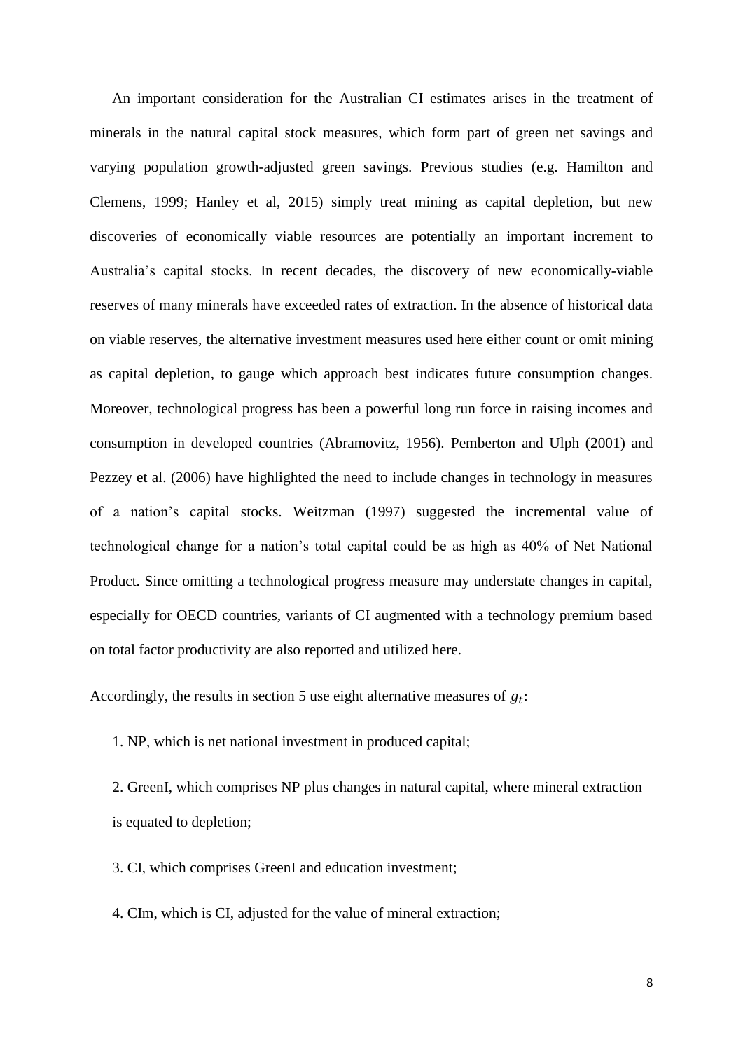An important consideration for the Australian CI estimates arises in the treatment of minerals in the natural capital stock measures, which form part of green net savings and varying population growth-adjusted green savings. Previous studies (e.g. Hamilton and Clemens, 1999; Hanley et al, 2015) simply treat mining as capital depletion, but new discoveries of economically viable resources are potentially an important increment to Australia's capital stocks. In recent decades, the discovery of new economically-viable reserves of many minerals have exceeded rates of extraction. In the absence of historical data on viable reserves, the alternative investment measures used here either count or omit mining as capital depletion, to gauge which approach best indicates future consumption changes. Moreover, technological progress has been a powerful long run force in raising incomes and consumption in developed countries (Abramovitz, 1956). Pemberton and Ulph (2001) and Pezzey et al. (2006) have highlighted the need to include changes in technology in measures of a nation's capital stocks. Weitzman (1997) suggested the incremental value of technological change for a nation's total capital could be as high as 40% of Net National Product. Since omitting a technological progress measure may understate changes in capital, especially for OECD countries, variants of CI augmented with a technology premium based on total factor productivity are also reported and utilized here.

Accordingly, the results in section 5 use eight alternative measures of $g_t$:

1. NP, which is net national investment in produced capital;
2. GreenI, which comprises NP plus changes in natural capital, where mineral extraction is equated to depletion;
3. CI, which comprises GreenI and education investment;
4. CIm, which is CI, adjusted for the value of mineral extraction;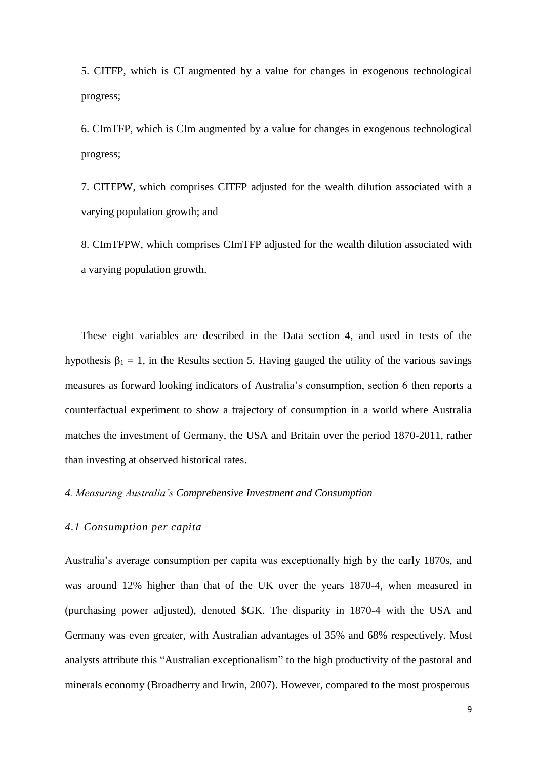5. CITFP, which is CI augmented by a value for changes in exogenous technological progress;

6. CImTFP, which is CIm augmented by a value for changes in exogenous technological progress;

7. CITFPW, which comprises CITFP adjusted for the wealth dilution associated with a varying population growth; and

8. CImTFPW, which comprises CImTFP adjusted for the wealth dilution associated with a varying population growth.

These eight variables are described in the Data section 4, and used in tests of the hypothesis $\beta_1 = 1$, in the Results section 5. Having gauged the utility of the various savings measures as forward looking indicators of Australia's consumption, section 6 then reports a counterfactual experiment to show a trajectory of consumption in a world where Australia matches the investment of Germany, the USA and Britain over the period 1870-2011, rather than investing at observed historical rates.

### *4. Measuring Australia's Comprehensive Investment and Consumption*

#### *4.1 Consumption per capita*

Australia's average consumption per capita was exceptionally high by the early 1870s, and was around 12% higher than that of the UK over the years 1870-4, when measured in (purchasing power adjusted), denoted $GK. The disparity in 1870-4 with the USA and Germany was even greater, with Australian advantages of 35% and 68% respectively. Most analysts attribute this "Australian exceptionalism" to the high productivity of the pastoral and minerals economy (Broadberry and Irwin, 2007). However, compared to the most prosperous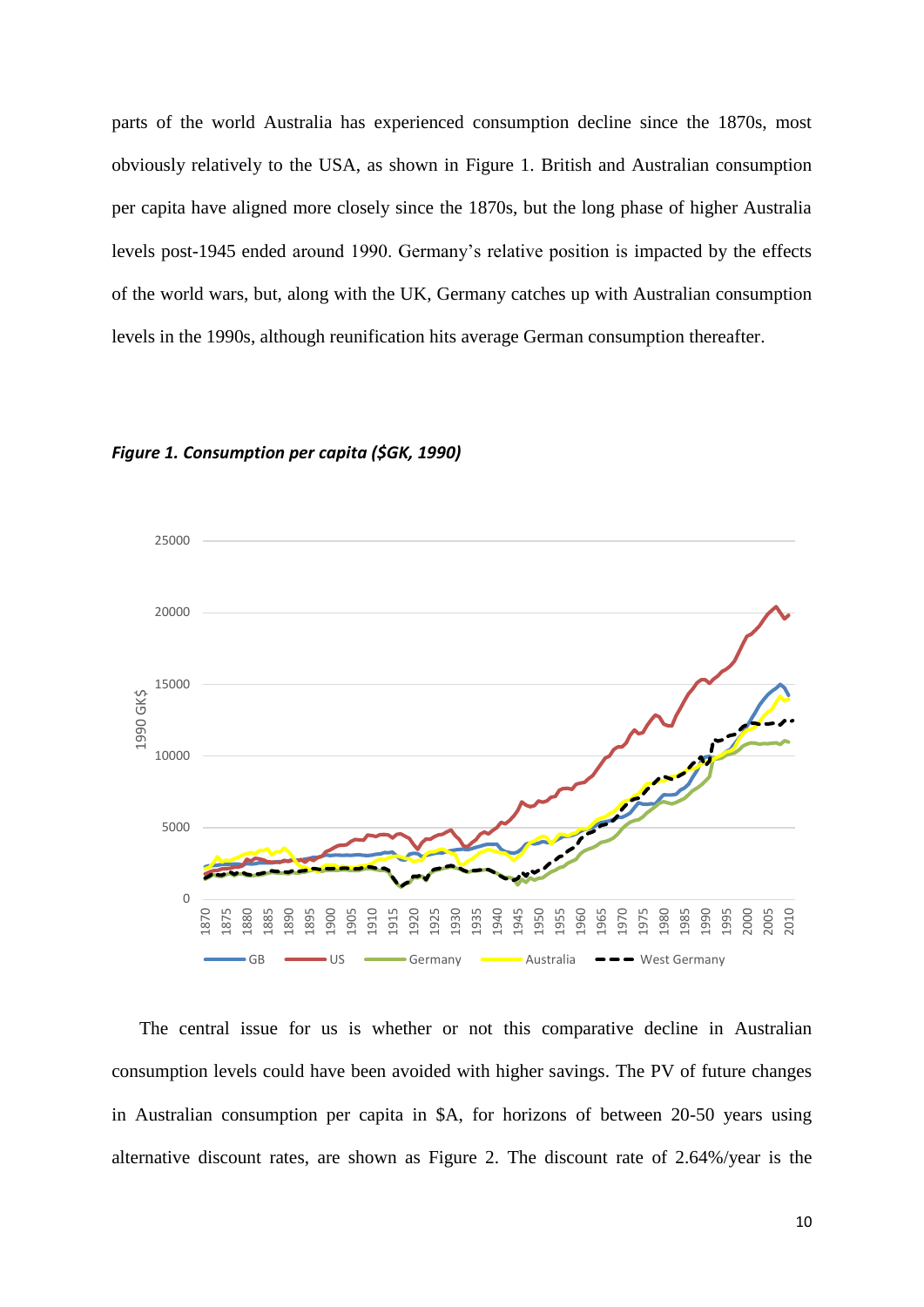parts of the world Australia has experienced consumption decline since the 1870s, most obviously relatively to the USA, as shown in Figure 1. British and Australian consumption per capita have aligned more closely since the 1870s, but the long phase of higher Australia levels post-1945 ended around 1990. Germany's relative position is impacted by the effects of the world wars, but, along with the UK, Germany catches up with Australian consumption levels in the 1990s, although reunification hits average German consumption thereafter.

***Figure 1. Consumption per capita ($GK, 1990)***

The central issue for us is whether or not this comparative decline in Australian consumption levels could have been avoided with higher savings. The PV of future changes in Australian consumption per capita in $A, for horizons of between 20-50 years using alternative discount rates, are shown as Figure 2. The discount rate of 2.64%/year is the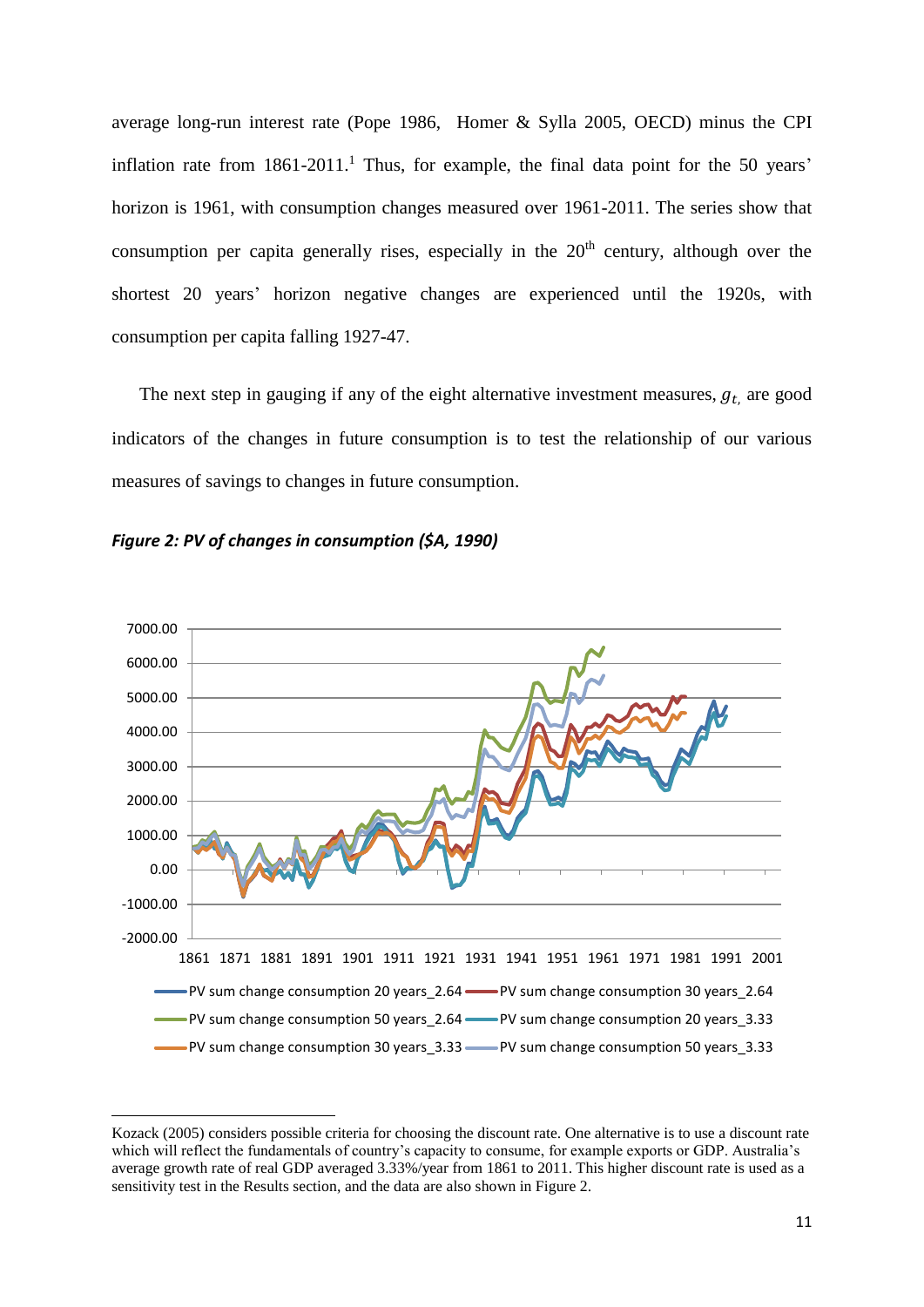average long-run interest rate (Pope 1986, Homer & Sylla 2005, OECD) minus the CPI inflation rate from 1861-2011.[1] Thus, for example, the final data point for the 50 years' horizon is 1961, with consumption changes measured over 1961-2011. The series show that consumption per capita generally rises, especially in the 20[th] century, although over the shortest 20 years' horizon negative changes are experienced until the 1920s, with consumption per capita falling 1927-47.

The next step in gauging if any of the eight alternative investment measures, $g_{t,}$ are good indicators of the changes in future consumption is to test the relationship of our various measures of savings to changes in future consumption.

***Figure 2: PV of changes in consumption ($A, 1990)***

Kozack (2005) considers possible criteria for choosing the discount rate. One alternative is to use a discount rate which will reflect the fundamentals of country's capacity to consume, for example exports or GDP. Australia's average growth rate of real GDP averaged 3.33%/year from 1861 to 2011. This higher discount rate is used as a sensitivity test in the Results section, and the data are also shown in Figure 2.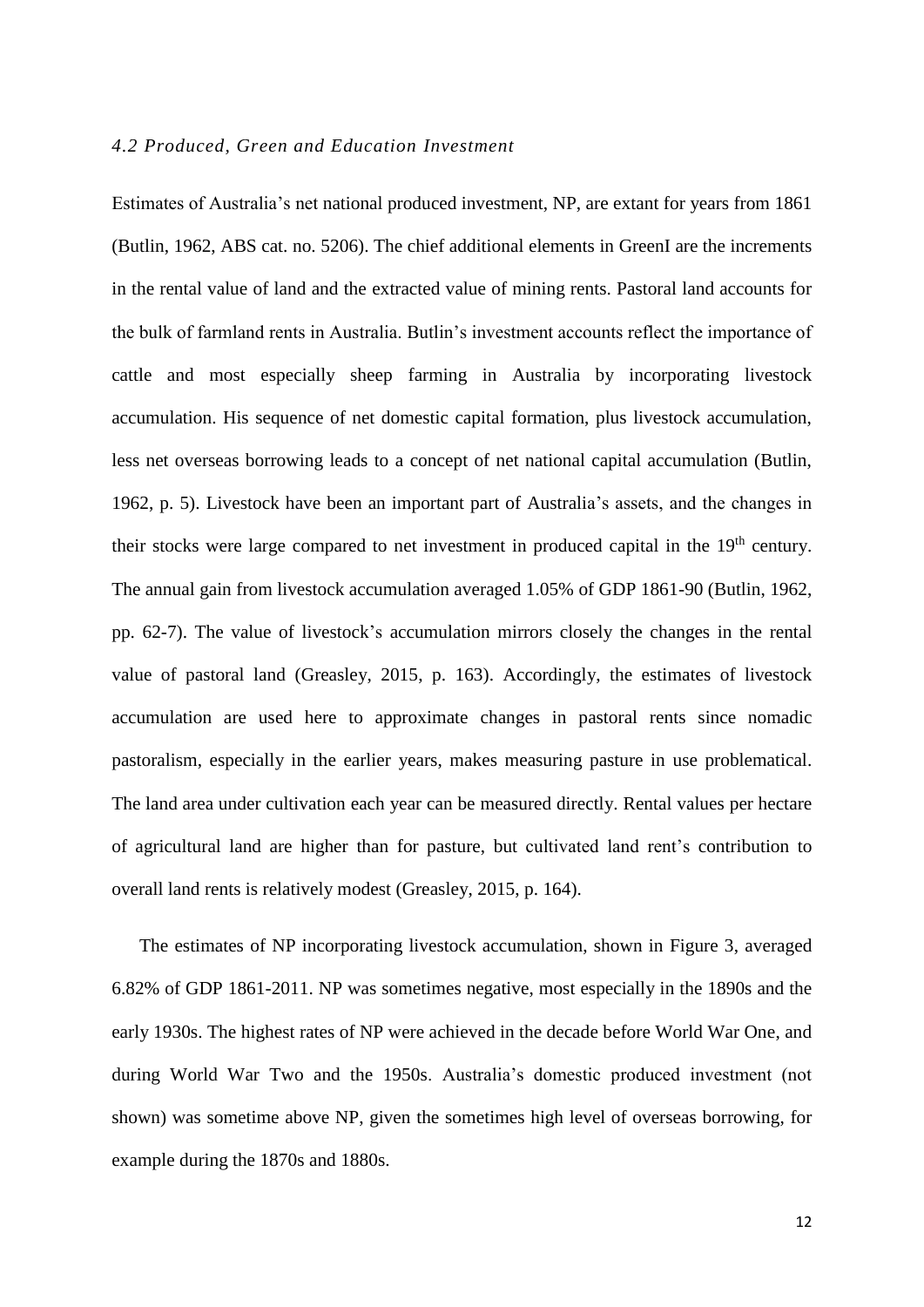### *4.2 Produced, Green and Education Investment*

Estimates of Australia's net national produced investment, NP, are extant for years from 1861 (Butlin, 1962, ABS cat. no. 5206). The chief additional elements in GreenI are the increments in the rental value of land and the extracted value of mining rents. Pastoral land accounts for the bulk of farmland rents in Australia. Butlin's investment accounts reflect the importance of cattle and most especially sheep farming in Australia by incorporating livestock accumulation. His sequence of net domestic capital formation, plus livestock accumulation, less net overseas borrowing leads to a concept of net national capital accumulation (Butlin, 1962, p. 5). Livestock have been an important part of Australia's assets, and the changes in their stocks were large compared to net investment in produced capital in the 19th century. The annual gain from livestock accumulation averaged 1.05% of GDP 1861-90 (Butlin, 1962, pp. 62-7). The value of livestock's accumulation mirrors closely the changes in the rental value of pastoral land (Greasley, 2015, p. 163). Accordingly, the estimates of livestock accumulation are used here to approximate changes in pastoral rents since nomadic pastoralism, especially in the earlier years, makes measuring pasture in use problematical. The land area under cultivation each year can be measured directly. Rental values per hectare of agricultural land are higher than for pasture, but cultivated land rent's contribution to overall land rents is relatively modest (Greasley, 2015, p. 164).

The estimates of NP incorporating livestock accumulation, shown in Figure 3, averaged 6.82% of GDP 1861-2011. NP was sometimes negative, most especially in the 1890s and the early 1930s. The highest rates of NP were achieved in the decade before World War One, and during World War Two and the 1950s. Australia's domestic produced investment (not shown) was sometime above NP, given the sometimes high level of overseas borrowing, for example during the 1870s and 1880s.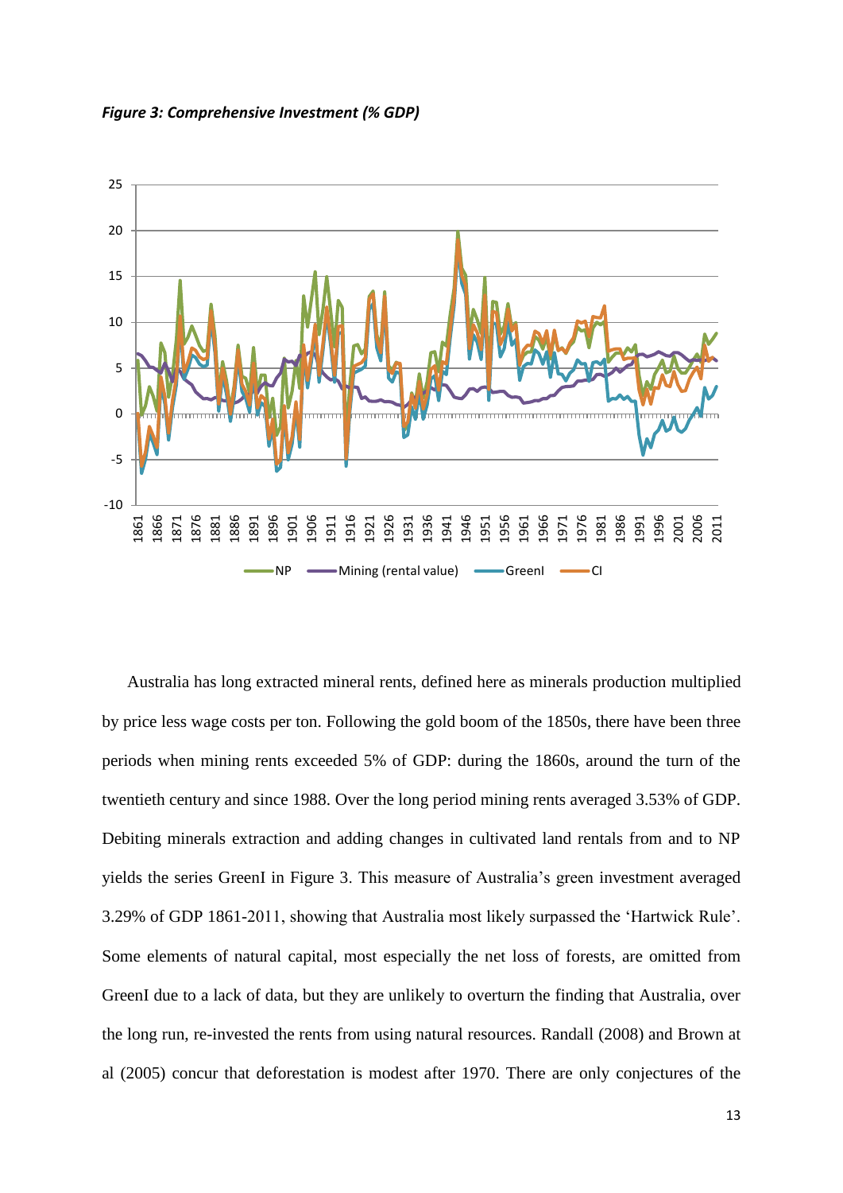***Figure 3: Comprehensive Investment (% GDP)***

Australia has long extracted mineral rents, defined here as minerals production multiplied by price less wage costs per ton. Following the gold boom of the 1850s, there have been three periods when mining rents exceeded 5% of GDP: during the 1860s, around the turn of the twentieth century and since 1988. Over the long period mining rents averaged 3.53% of GDP. Debiting minerals extraction and adding changes in cultivated land rentals from and to NP yields the series GreenI in Figure 3. This measure of Australia's green investment averaged 3.29% of GDP 1861-2011, showing that Australia most likely surpassed the 'Hartwick Rule'. Some elements of natural capital, most especially the net loss of forests, are omitted from GreenI due to a lack of data, but they are unlikely to overturn the finding that Australia, over the long run, re-invested the rents from using natural resources. Randall (2008) and Brown at al (2005) concur that deforestation is modest after 1970. There are only conjectures of the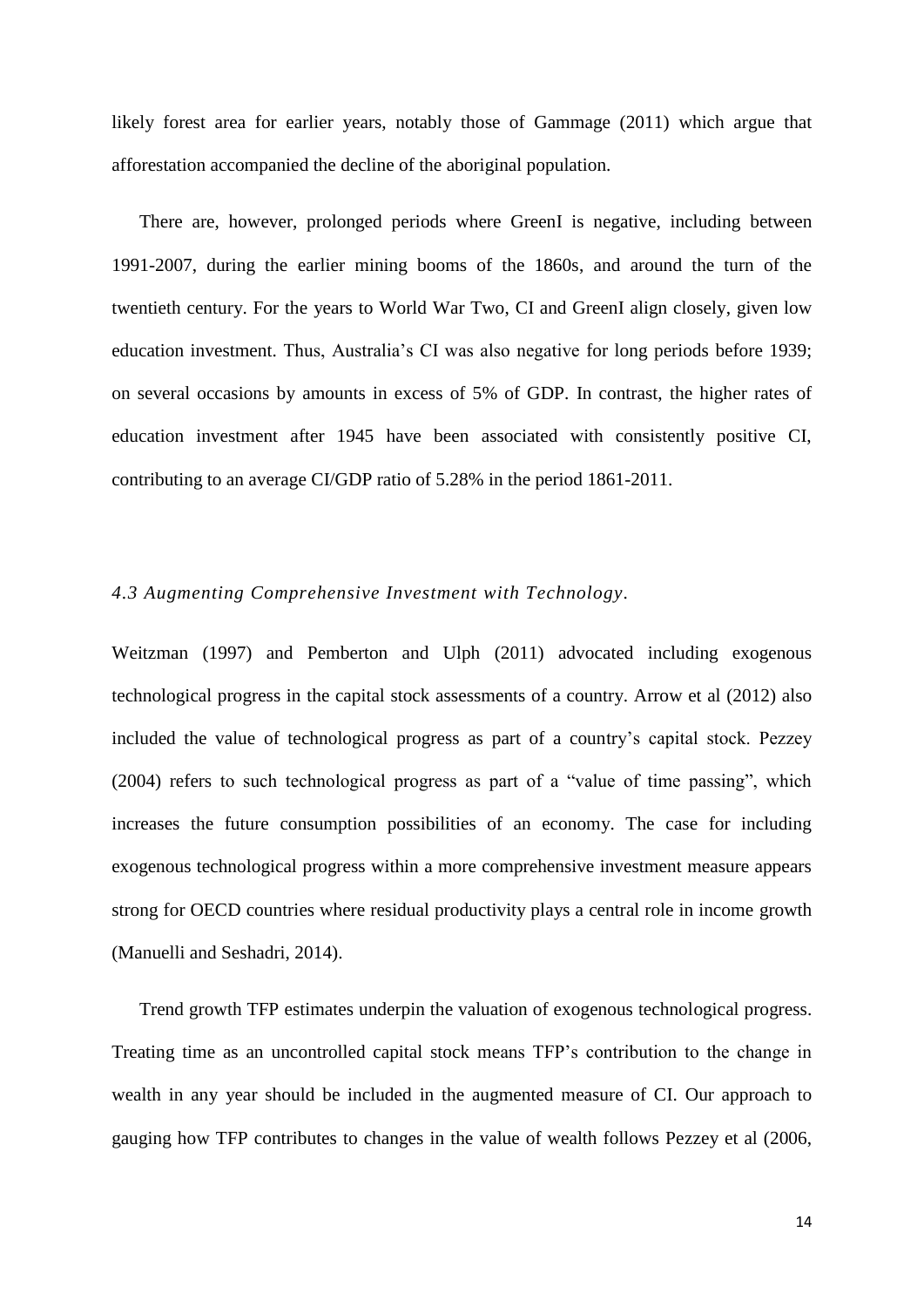likely forest area for earlier years, notably those of Gammage (2011) which argue that afforestation accompanied the decline of the aboriginal population.

There are, however, prolonged periods where GreenI is negative, including between 1991-2007, during the earlier mining booms of the 1860s, and around the turn of the twentieth century. For the years to World War Two, CI and GreenI align closely, given low education investment. Thus, Australia's CI was also negative for long periods before 1939; on several occasions by amounts in excess of 5% of GDP. In contrast, the higher rates of education investment after 1945 have been associated with consistently positive CI, contributing to an average CI/GDP ratio of 5.28% in the period 1861-2011.

### *4.3 Augmenting Comprehensive Investment with Technology.*

Weitzman (1997) and Pemberton and Ulph (2011) advocated including exogenous technological progress in the capital stock assessments of a country. Arrow et al (2012) also included the value of technological progress as part of a country's capital stock. Pezzey (2004) refers to such technological progress as part of a "value of time passing", which increases the future consumption possibilities of an economy. The case for including exogenous technological progress within a more comprehensive investment measure appears strong for OECD countries where residual productivity plays a central role in income growth (Manuelli and Seshadri, 2014).

Trend growth TFP estimates underpin the valuation of exogenous technological progress. Treating time as an uncontrolled capital stock means TFP's contribution to the change in wealth in any year should be included in the augmented measure of CI. Our approach to gauging how TFP contributes to changes in the value of wealth follows Pezzey et al (2006,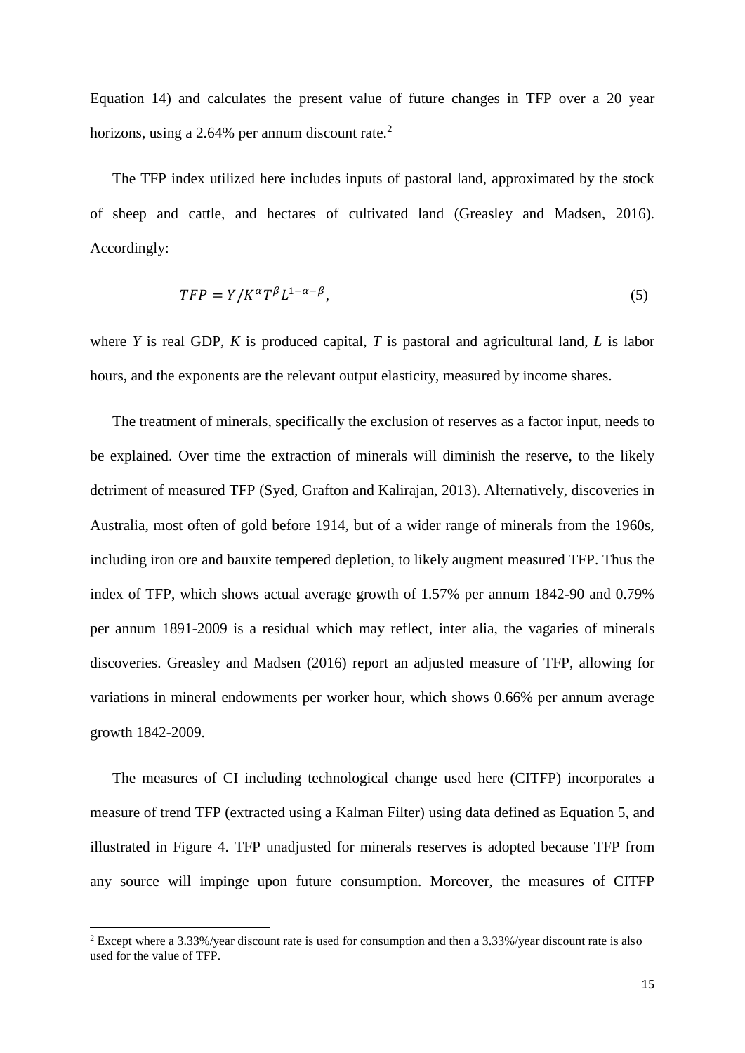Equation 14) and calculates the present value of future changes in TFP over a 20 year horizons, using a 2.64% per annum discount rate.[2]

The TFP index utilized here includes inputs of pastoral land, approximated by the stock of sheep and cattle, and hectares of cultivated land (Greasley and Madsen, 2016). Accordingly:

$$TFP = Y/K^{\alpha}T^{\beta}L^{1-\alpha-\beta}, \tag{5}$$

where *Y* is real GDP, *K* is produced capital, *T* is pastoral and agricultural land, *L* is labor hours, and the exponents are the relevant output elasticity, measured by income shares.

The treatment of minerals, specifically the exclusion of reserves as a factor input, needs to be explained. Over time the extraction of minerals will diminish the reserve, to the likely detriment of measured TFP (Syed, Grafton and Kalirajan, 2013). Alternatively, discoveries in Australia, most often of gold before 1914, but of a wider range of minerals from the 1960s, including iron ore and bauxite tempered depletion, to likely augment measured TFP. Thus the index of TFP, which shows actual average growth of 1.57% per annum 1842-90 and 0.79% per annum 1891-2009 is a residual which may reflect, inter alia, the vagaries of minerals discoveries. Greasley and Madsen (2016) report an adjusted measure of TFP, allowing for variations in mineral endowments per worker hour, which shows 0.66% per annum average growth 1842-2009.

The measures of CI including technological change used here (CITFP) incorporates a measure of trend TFP (extracted using a Kalman Filter) using data defined as Equation 5, and illustrated in Figure 4. TFP unadjusted for minerals reserves is adopted because TFP from any source will impinge upon future consumption. Moreover, the measures of CITFP

[2] Except where a 3.33%/year discount rate is used for consumption and then a 3.33%/year discount rate is also used for the value of TFP.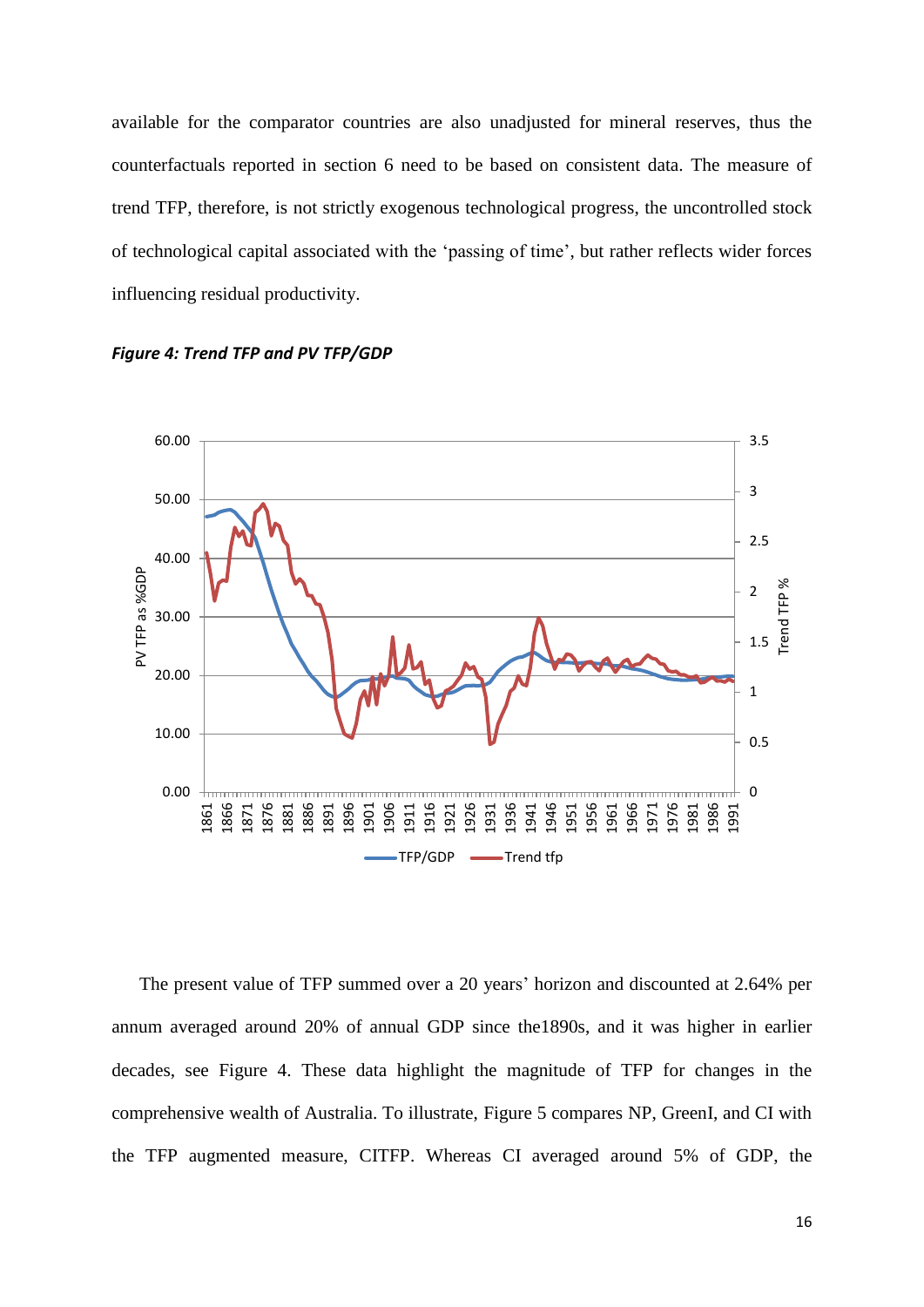available for the comparator countries are also unadjusted for mineral reserves, thus the counterfactuals reported in section 6 need to be based on consistent data. The measure of trend TFP, therefore, is not strictly exogenous technological progress, the uncontrolled stock of technological capital associated with the 'passing of time', but rather reflects wider forces influencing residual productivity.

***Figure 4: Trend TFP and PV TFP/GDP***

The present value of TFP summed over a 20 years' horizon and discounted at 2.64% per annum averaged around 20% of annual GDP since the1890s, and it was higher in earlier decades, see Figure 4. These data highlight the magnitude of TFP for changes in the comprehensive wealth of Australia. To illustrate, Figure 5 compares NP, GreenI, and CI with the TFP augmented measure, CITFP. Whereas CI averaged around 5% of GDP, the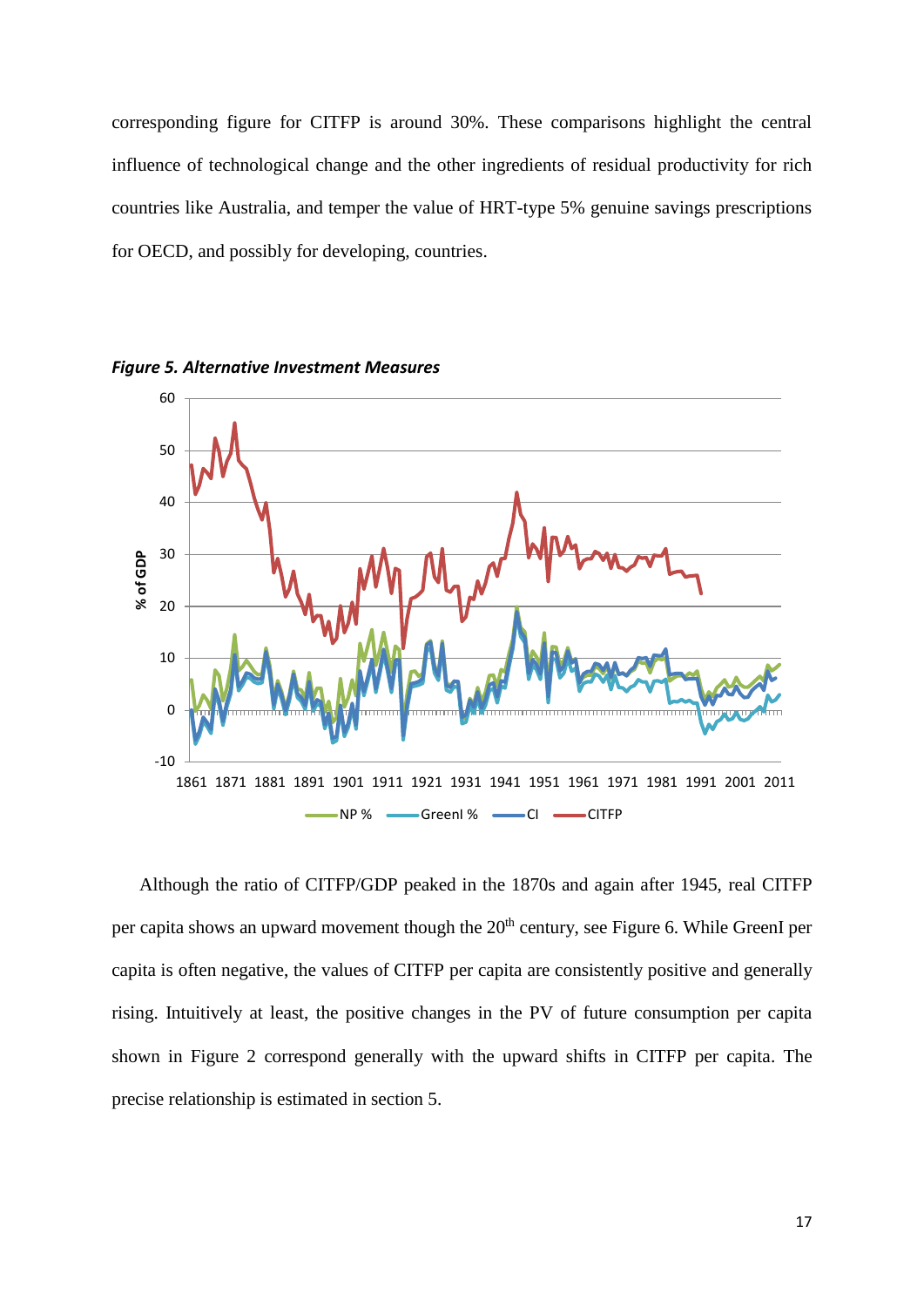corresponding figure for CITFP is around 30%. These comparisons highlight the central influence of technological change and the other ingredients of residual productivity for rich countries like Australia, and temper the value of HRT-type 5% genuine savings prescriptions for OECD, and possibly for developing, countries.

***Figure 5. Alternative Investment Measures***

Although the ratio of CITFP/GDP peaked in the 1870s and again after 1945, real CITFP per capita shows an upward movement though the 20th century, see Figure 6. While GreenI per capita is often negative, the values of CITFP per capita are consistently positive and generally rising. Intuitively at least, the positive changes in the PV of future consumption per capita shown in Figure 2 correspond generally with the upward shifts in CITFP per capita. The precise relationship is estimated in section 5.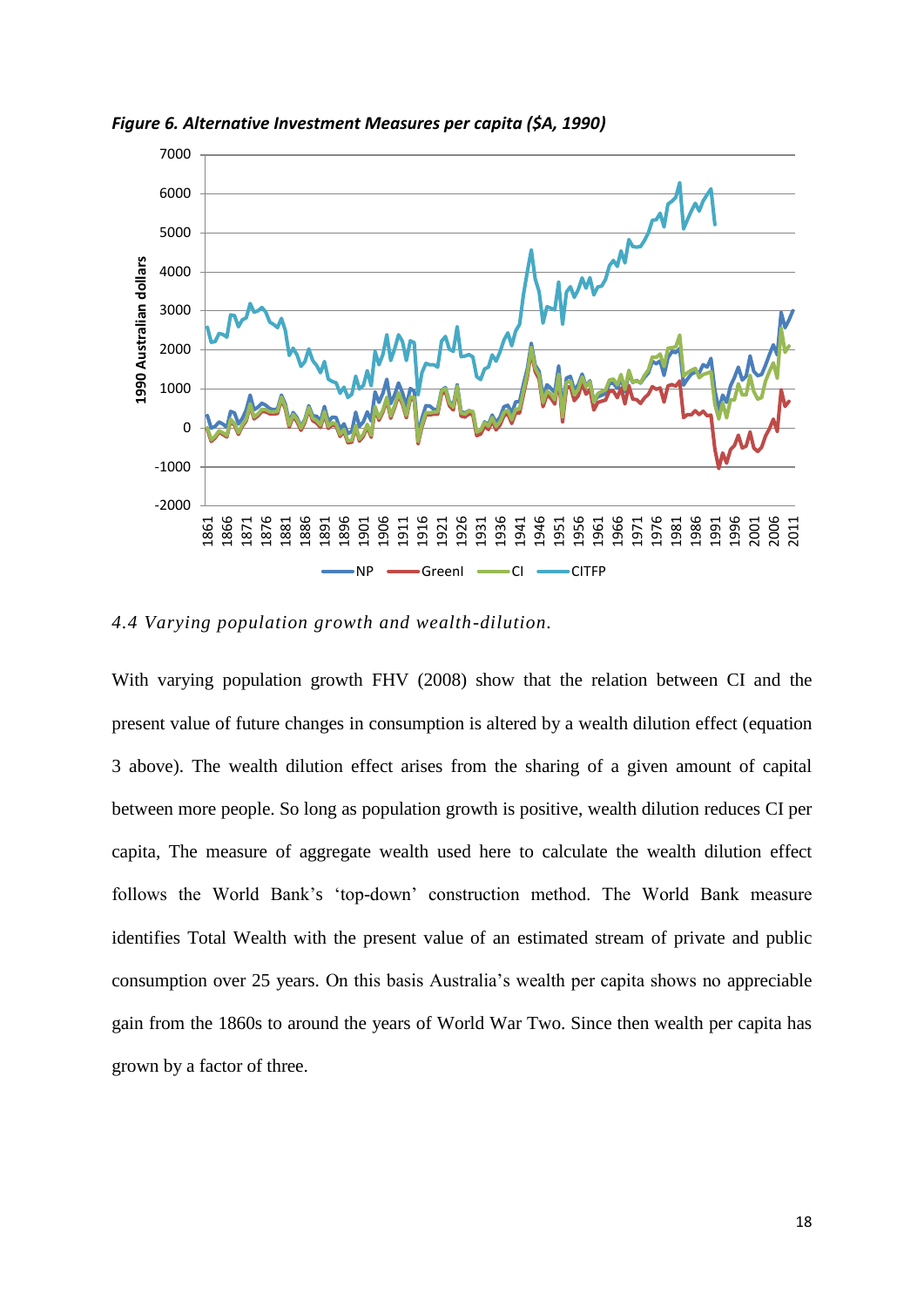*Figure 6. Alternative Investment Measures per capita ($A, 1990)*

*4.4 Varying population growth and wealth-dilution.*

With varying population growth FHV (2008) show that the relation between CI and the present value of future changes in consumption is altered by a wealth dilution effect (equation 3 above). The wealth dilution effect arises from the sharing of a given amount of capital between more people. So long as population growth is positive, wealth dilution reduces CI per capita, The measure of aggregate wealth used here to calculate the wealth dilution effect follows the World Bank's 'top-down' construction method. The World Bank measure identifies Total Wealth with the present value of an estimated stream of private and public consumption over 25 years. On this basis Australia's wealth per capita shows no appreciable gain from the 1860s to around the years of World War Two. Since then wealth per capita has grown by a factor of three.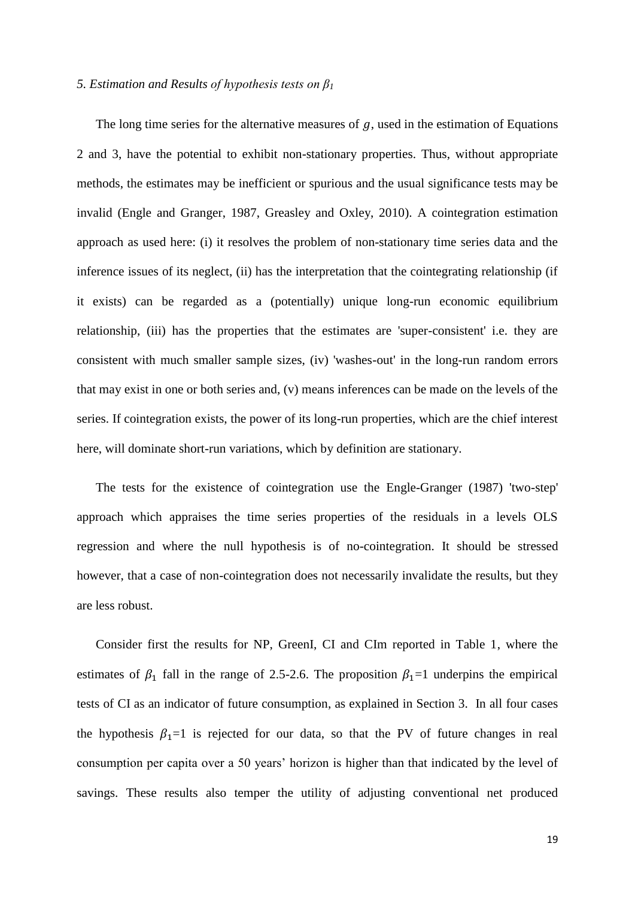### *5. Estimation and Results of hypothesis tests on $\beta_1$*

The long time series for the alternative measures of $g$, used in the estimation of Equations 2 and 3, have the potential to exhibit non-stationary properties. Thus, without appropriate methods, the estimates may be inefficient or spurious and the usual significance tests may be invalid (Engle and Granger, 1987, Greasley and Oxley, 2010). A cointegration estimation approach as used here: (i) it resolves the problem of non-stationary time series data and the inference issues of its neglect, (ii) has the interpretation that the cointegrating relationship (if it exists) can be regarded as a (potentially) unique long-run economic equilibrium relationship, (iii) has the properties that the estimates are 'super-consistent' i.e. they are consistent with much smaller sample sizes, (iv) 'washes-out' in the long-run random errors that may exist in one or both series and, (v) means inferences can be made on the levels of the series. If cointegration exists, the power of its long-run properties, which are the chief interest here, will dominate short-run variations, which by definition are stationary.

The tests for the existence of cointegration use the Engle-Granger (1987) 'two-step' approach which appraises the time series properties of the residuals in a levels OLS regression and where the null hypothesis is of no-cointegration. It should be stressed however, that a case of non-cointegration does not necessarily invalidate the results, but they are less robust.

Consider first the results for NP, GreenI, CI and CIm reported in Table 1, where the estimates of $\beta_1$ fall in the range of 2.5-2.6. The proposition $\beta_1$=1 underpins the empirical tests of CI as an indicator of future consumption, as explained in Section 3. In all four cases the hypothesis $\beta_1$=1 is rejected for our data, so that the PV of future changes in real consumption per capita over a 50 years' horizon is higher than that indicated by the level of savings. These results also temper the utility of adjusting conventional net produced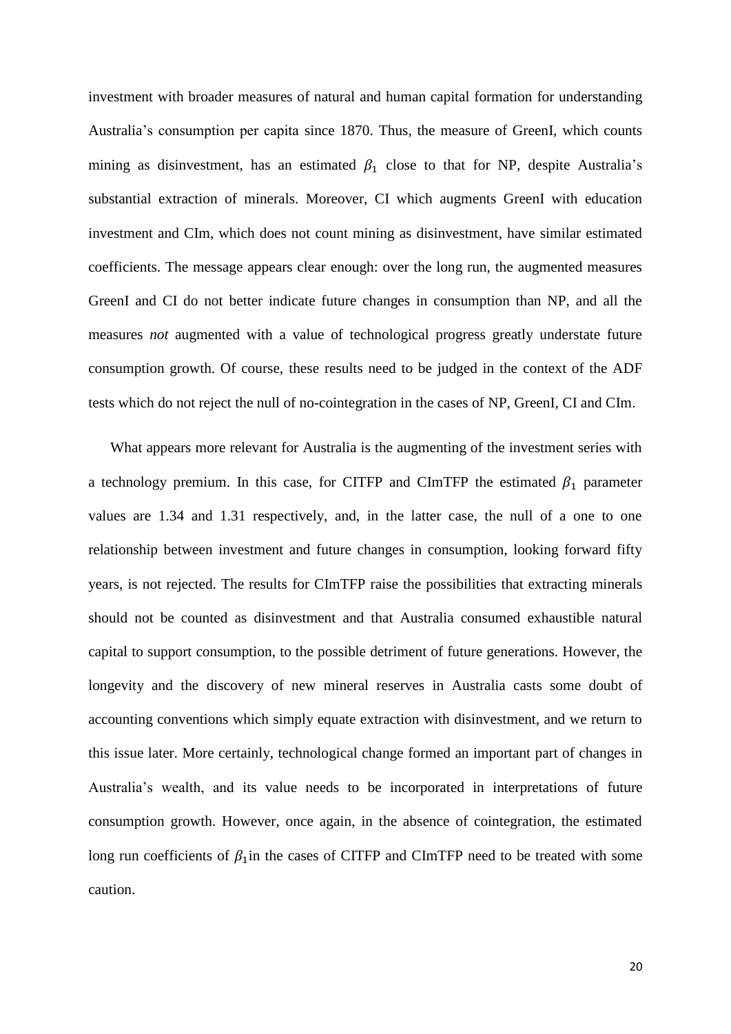investment with broader measures of natural and human capital formation for understanding Australia's consumption per capita since 1870. Thus, the measure of GreenI, which counts mining as disinvestment, has an estimated $\beta_1$ close to that for NP, despite Australia's substantial extraction of minerals. Moreover, CI which augments GreenI with education investment and CIm, which does not count mining as disinvestment, have similar estimated coefficients. The message appears clear enough: over the long run, the augmented measures GreenI and CI do not better indicate future changes in consumption than NP, and all the measures *not* augmented with a value of technological progress greatly understate future consumption growth. Of course, these results need to be judged in the context of the ADF tests which do not reject the null of no-cointegration in the cases of NP, GreenI, CI and CIm.

What appears more relevant for Australia is the augmenting of the investment series with a technology premium. In this case, for CITFP and CImTFP the estimated $\beta_1$ parameter values are 1.34 and 1.31 respectively, and, in the latter case, the null of a one to one relationship between investment and future changes in consumption, looking forward fifty years, is not rejected. The results for CImTFP raise the possibilities that extracting minerals should not be counted as disinvestment and that Australia consumed exhaustible natural capital to support consumption, to the possible detriment of future generations. However, the longevity and the discovery of new mineral reserves in Australia casts some doubt of accounting conventions which simply equate extraction with disinvestment, and we return to this issue later. More certainly, technological change formed an important part of changes in Australia's wealth, and its value needs to be incorporated in interpretations of future consumption growth. However, once again, in the absence of cointegration, the estimated long run coefficients of $\beta_1$in the cases of CITFP and CImTFP need to be treated with some caution.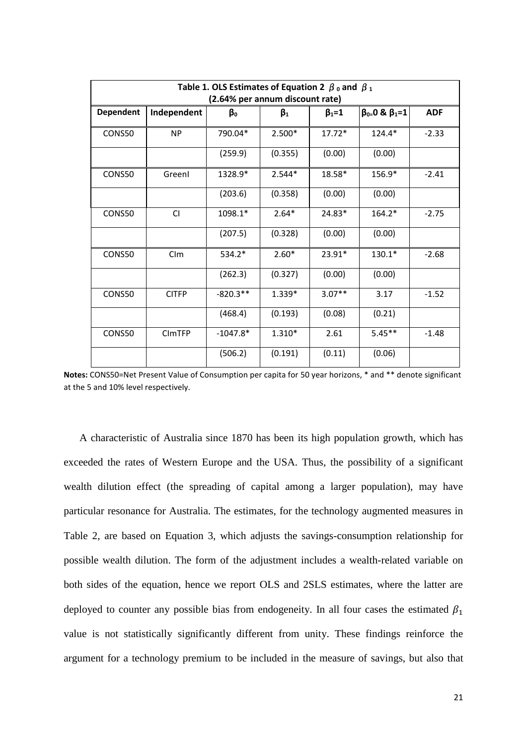**Table 1. OLS Estimates of Equation 2 $\beta_0$ and $\beta_1$ (2.64% per annum discount rate)**

| Dependent | Independent | $\beta_0$ | $\beta_1$ | $\beta_1$=1 | $\beta_0$=0 & $\beta_1$=1 | ADF |
|---|---|---|---|---|---|---|
| CONS50 | NP | 790.04* | 2.500* | 17.72* | 124.4* | -2.33 |
| | | (259.9) | (0.355) | (0.00) | (0.00) | |
| CONS50 | GreenI | 1328.9* | 2.544* | 18.58* | 156.9* | -2.41 |
| | | (203.6) | (0.358) | (0.00) | (0.00) | |
| CONS50 | CI | 1098.1* | 2.64* | 24.83* | 164.2* | -2.75 |
| | | (207.5) | (0.328) | (0.00) | (0.00) | |
| CONS50 | CIm | 534.2* | 2.60* | 23.91* | 130.1* | -2.68 |
| | | (262.3) | (0.327) | (0.00) | (0.00) | |
| CONS50 | CITFP | -820.3** | 1.339* | 3.07** | 3.17 | -1.52 |
| | | (468.4) | (0.193) | (0.08) | (0.21) | |
| CONS50 | CImTFP | -1047.8* | 1.310* | 2.61 | 5.45** | -1.48 |
| | | (506.2) | (0.191) | (0.11) | (0.06) | |

**Notes:** CONS50=Net Present Value of Consumption per capita for 50 year horizons, * and ** denote significant at the 5 and 10% level respectively.

A characteristic of Australia since 1870 has been its high population growth, which has exceeded the rates of Western Europe and the USA. Thus, the possibility of a significant wealth dilution effect (the spreading of capital among a larger population), may have particular resonance for Australia. The estimates, for the technology augmented measures in Table 2, are based on Equation 3, which adjusts the savings-consumption relationship for possible wealth dilution. The form of the adjustment includes a wealth-related variable on both sides of the equation, hence we report OLS and 2SLS estimates, where the latter are deployed to counter any possible bias from endogeneity. In all four cases the estimated $\beta_1$ value is not statistically significantly different from unity. These findings reinforce the argument for a technology premium to be included in the measure of savings, but also that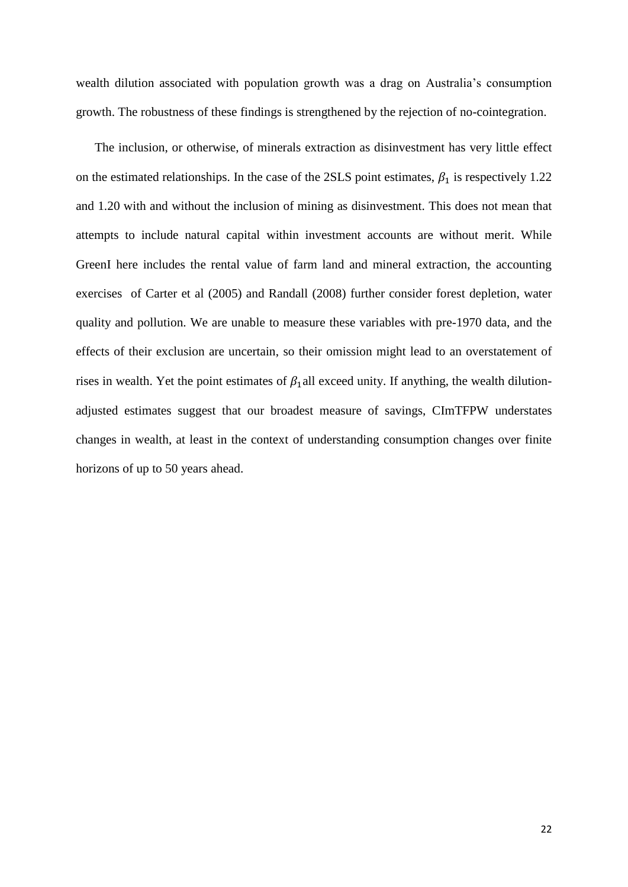wealth dilution associated with population growth was a drag on Australia's consumption growth. The robustness of these findings is strengthened by the rejection of no-cointegration.

The inclusion, or otherwise, of minerals extraction as disinvestment has very little effect on the estimated relationships. In the case of the 2SLS point estimates, $\beta_1$ is respectively 1.22 and 1.20 with and without the inclusion of mining as disinvestment. This does not mean that attempts to include natural capital within investment accounts are without merit. While GreenI here includes the rental value of farm land and mineral extraction, the accounting exercises of Carter et al (2005) and Randall (2008) further consider forest depletion, water quality and pollution. We are unable to measure these variables with pre-1970 data, and the effects of their exclusion are uncertain, so their omission might lead to an overstatement of rises in wealth. Yet the point estimates of $\beta_1$ all exceed unity. If anything, the wealth dilution-adjusted estimates suggest that our broadest measure of savings, CImTFPW understates changes in wealth, at least in the context of understanding consumption changes over finite horizons of up to 50 years ahead.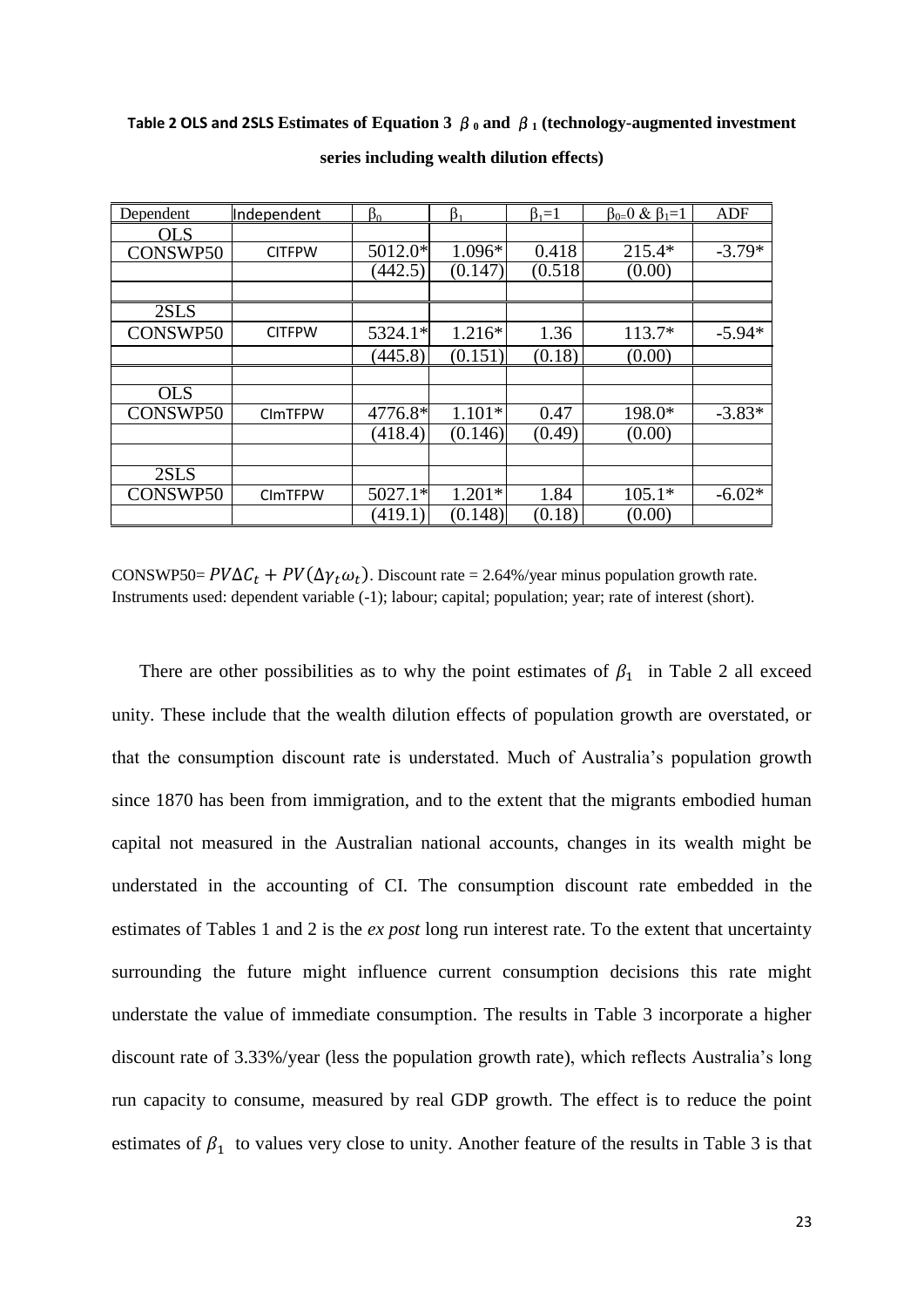**Table 2 OLS and 2SLS Estimates of Equation 3 $\beta_0$ and $\beta_1$ (technology-augmented investment series including wealth dilution effects)**

| Dependent | Independent | $\beta_0$ | $\beta_1$ | $\beta_1$=1 | $\beta_0$=0 & $\beta_1$=1 | ADF |
|---|---|---|---|---|---|---|
| OLS | | | | | | |
| CONSWP50 | CITFPW | 5012.0* | 1.096* | 0.418 | 215.4* | -3.79* |
| | | (442.5) | (0.147) | (0.518 | (0.00) | |
| | | | | | | |
| 2SLS | | | | | | |
| CONSWP50 | CITFPW | 5324.1* | 1.216* | 1.36 | 113.7* | -5.94* |
| | | (445.8) | (0.151) | (0.18) | (0.00) | |
| | | | | | | |
| OLS | | | | | | |
| CONSWP50 | CImTFPW | 4776.8* | 1.101* | 0.47 | 198.0* | -3.83* |
| | | (418.4) | (0.146) | (0.49) | (0.00) | |
| | | | | | | |
| 2SLS | | | | | | |
| CONSWP50 | CImTFPW | 5027.1* | 1.201* | 1.84 | 105.1* | -6.02* |
| | | (419.1) | (0.148) | (0.18) | (0.00) | |

CONSWP50= $PV\Delta C_t + PV(\Delta\gamma_t\omega_t)$. Discount rate = 2.64%/year minus population growth rate. Instruments used: dependent variable (-1); labour; capital; population; year; rate of interest (short).

There are other possibilities as to why the point estimates of $\beta_1$ in Table 2 all exceed unity. These include that the wealth dilution effects of population growth are overstated, or that the consumption discount rate is understated. Much of Australia's population growth since 1870 has been from immigration, and to the extent that the migrants embodied human capital not measured in the Australian national accounts, changes in its wealth might be understated in the accounting of CI. The consumption discount rate embedded in the estimates of Tables 1 and 2 is the *ex post* long run interest rate. To the extent that uncertainty surrounding the future might influence current consumption decisions this rate might understate the value of immediate consumption. The results in Table 3 incorporate a higher discount rate of 3.33%/year (less the population growth rate), which reflects Australia's long run capacity to consume, measured by real GDP growth. The effect is to reduce the point estimates of $\beta_1$ to values very close to unity. Another feature of the results in Table 3 is that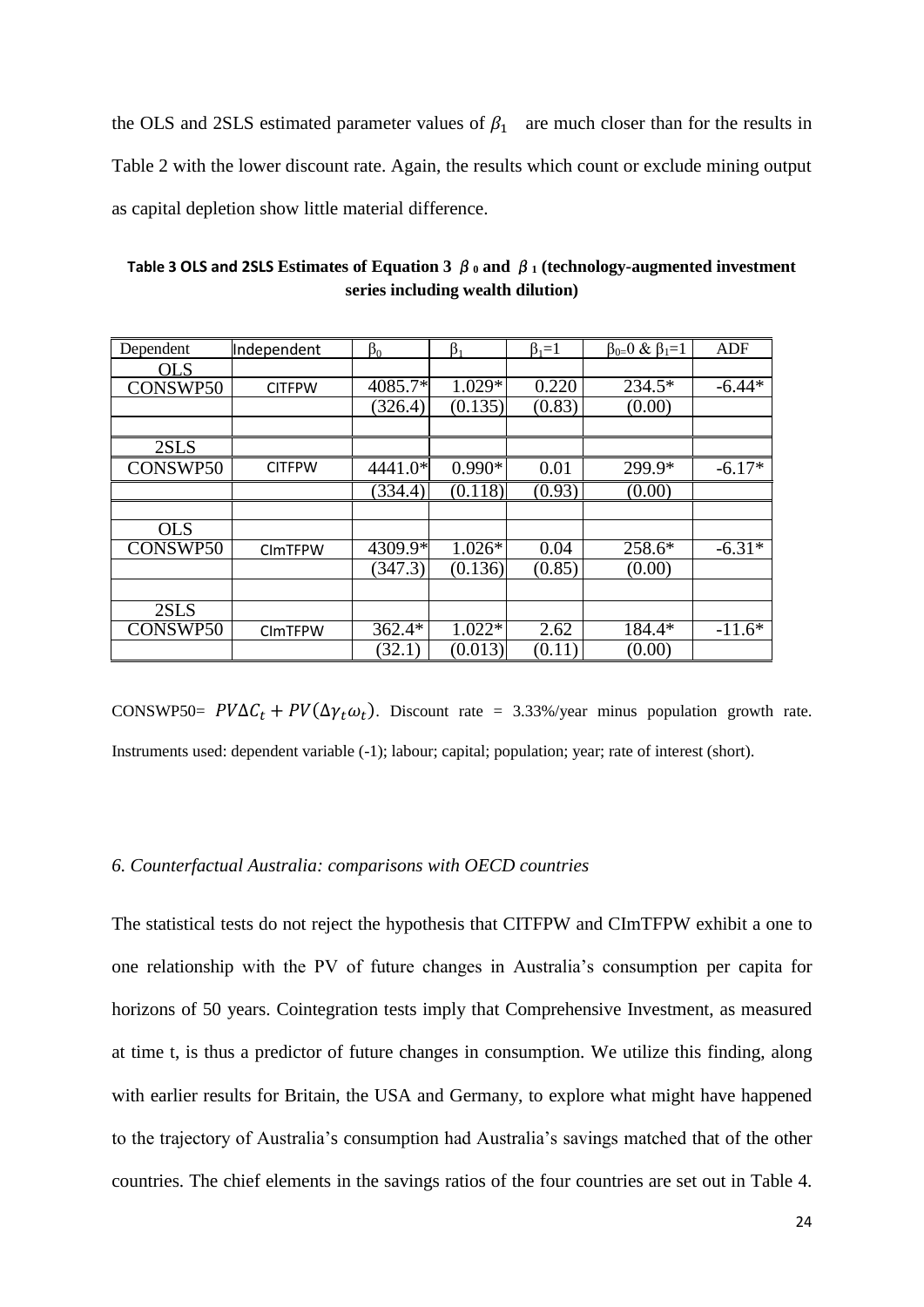the OLS and 2SLS estimated parameter values of $\beta_1$ are much closer than for the results in Table 2 with the lower discount rate. Again, the results which count or exclude mining output as capital depletion show little material difference.

**Table 3 OLS and 2SLS Estimates of Equation 3 $\beta_0$ and $\beta_1$ (technology-augmented investment series including wealth dilution)**

| Dependent | Independent | $\beta_0$ | $\beta_1$ | $\beta_1$=1 | $\beta_0$=0 & $\beta_1$=1 | ADF |
|---|---|---|---|---|---|---|
| OLS | | | | | | |
| CONSWP50 | CITFPW | 4085.7* | 1.029* | 0.220 | 234.5* | -6.44* |
| | | (326.4) | (0.135) | (0.83) | (0.00) | |
| | | | | | | |
| 2SLS | | | | | | |
| CONSWP50 | CITFPW | 4441.0* | 0.990* | 0.01 | 299.9* | -6.17* |
| | | (334.4) | (0.118) | (0.93) | (0.00) | |
| | | | | | | |
| OLS | | | | | | |
| CONSWP50 | CImTFPW | 4309.9* | 1.026* | 0.04 | 258.6* | -6.31* |
| | | (347.3) | (0.136) | (0.85) | (0.00) | |
| | | | | | | |
| 2SLS | | | | | | |
| CONSWP50 | CImTFPW | 362.4* | 1.022* | 2.62 | 184.4* | -11.6* |
| | | (32.1) | (0.013) | (0.11) | (0.00) | |

CONSWP50= $PV\Delta C_t + PV(\Delta\gamma_t\omega_t)$. Discount rate = 3.33%/year minus population growth rate. Instruments used: dependent variable (-1); labour; capital; population; year; rate of interest (short).

### *6. Counterfactual Australia: comparisons with OECD countries*

The statistical tests do not reject the hypothesis that CITFPW and CImTFPW exhibit a one to one relationship with the PV of future changes in Australia's consumption per capita for horizons of 50 years. Cointegration tests imply that Comprehensive Investment, as measured at time t, is thus a predictor of future changes in consumption. We utilize this finding, along with earlier results for Britain, the USA and Germany, to explore what might have happened to the trajectory of Australia's consumption had Australia's savings matched that of the other countries. The chief elements in the savings ratios of the four countries are set out in Table 4.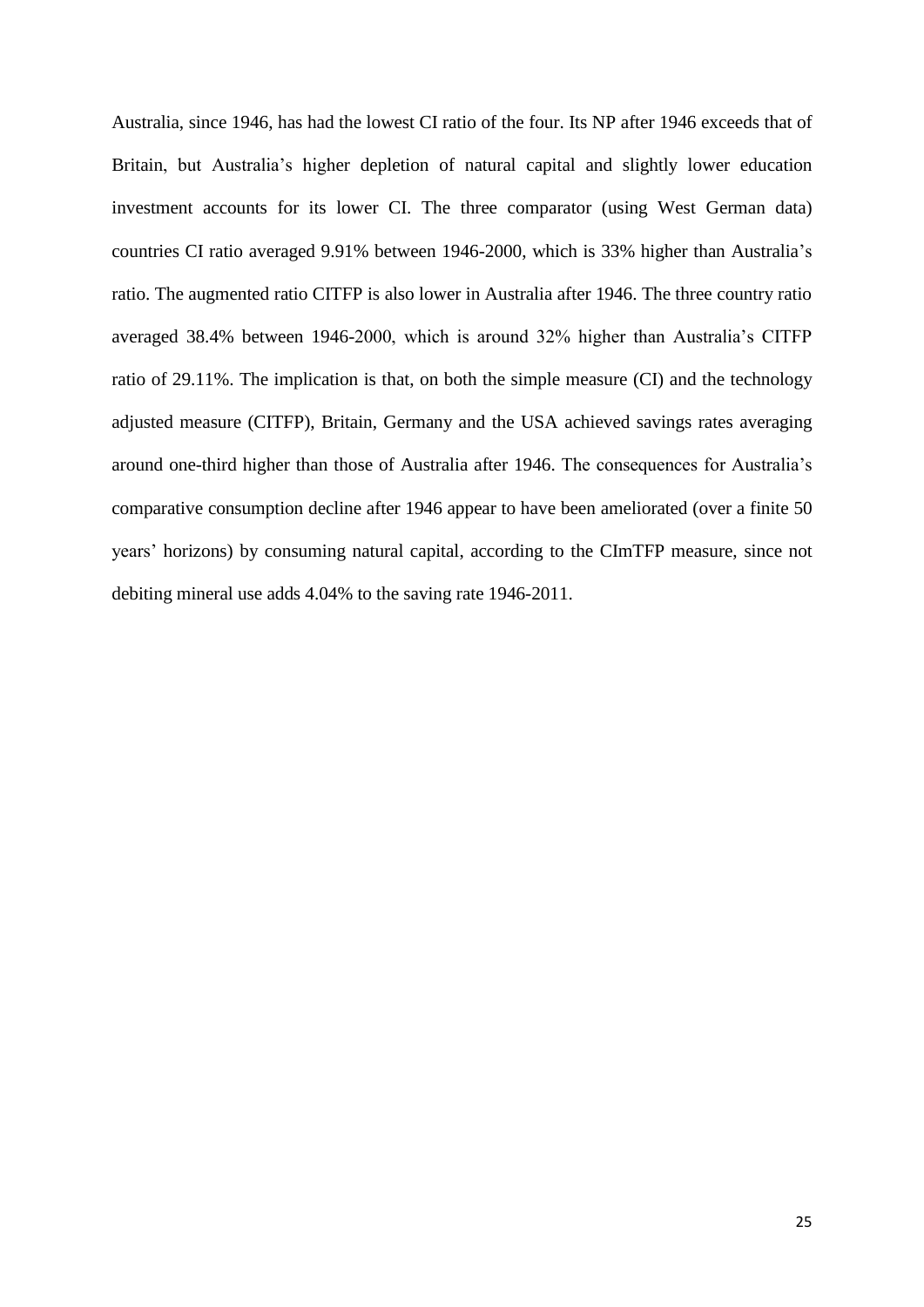Australia, since 1946, has had the lowest CI ratio of the four. Its NP after 1946 exceeds that of Britain, but Australia's higher depletion of natural capital and slightly lower education investment accounts for its lower CI. The three comparator (using West German data) countries CI ratio averaged 9.91% between 1946-2000, which is 33% higher than Australia's ratio. The augmented ratio CITFP is also lower in Australia after 1946. The three country ratio averaged 38.4% between 1946-2000, which is around 32% higher than Australia's CITFP ratio of 29.11%. The implication is that, on both the simple measure (CI) and the technology adjusted measure (CITFP), Britain, Germany and the USA achieved savings rates averaging around one-third higher than those of Australia after 1946. The consequences for Australia's comparative consumption decline after 1946 appear to have been ameliorated (over a finite 50 years' horizons) by consuming natural capital, according to the CImTFP measure, since not debiting mineral use adds 4.04% to the saving rate 1946-2011.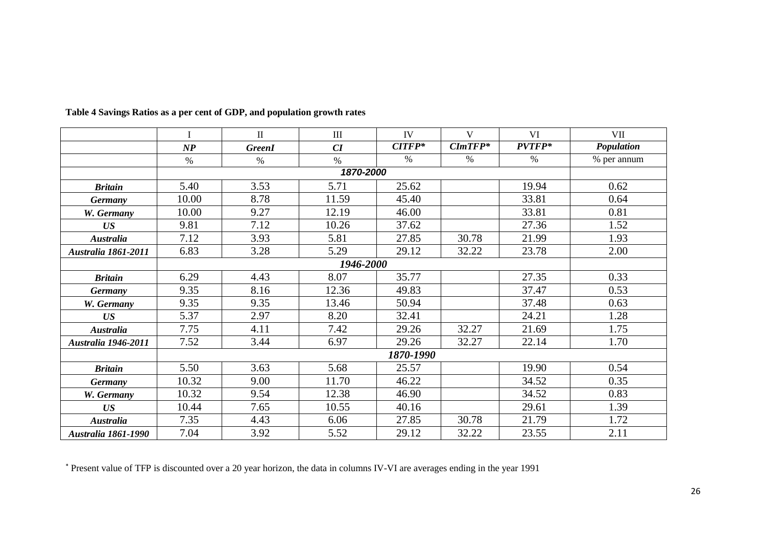**Table 4 Savings Ratios as a per cent of GDP, and population growth rates**

| | I | II | III | IV | V | VI | VII |
|---|---|---|---|---|---|---|---|
| | ***NP*** | ***GreenI*** | ***CI*** | ***CITFP**** | ***CImTFP**** | ***PVTFP**** | ***Population*** |
| | % | % | % | % | % | % | % per annum |
| | ***1870-2000*** | | | | | | |
| ***Britain*** | 5.40 | 3.53 | 5.71 | 25.62 | | 19.94 | 0.62 |
| ***Germany*** | 10.00 | 8.78 | 11.59 | 45.40 | | 33.81 | 0.64 |
| ***W. Germany*** | 10.00 | 9.27 | 12.19 | 46.00 | | 33.81 | 0.81 |
| ***US*** | 9.81 | 7.12 | 10.26 | 37.62 | | 27.36 | 1.52 |
| ***Australia*** | 7.12 | 3.93 | 5.81 | 27.85 | 30.78 | 21.99 | 1.93 |
| ***Australia 1861-2011*** | 6.83 | 3.28 | 5.29 | 29.12 | 32.22 | 23.78 | 2.00 |
| | ***1946-2000*** | | | | | | |
| ***Britain*** | 6.29 | 4.43 | 8.07 | 35.77 | | 27.35 | 0.33 |
| ***Germany*** | 9.35 | 8.16 | 12.36 | 49.83 | | 37.47 | 0.53 |
| ***W. Germany*** | 9.35 | 9.35 | 13.46 | 50.94 | | 37.48 | 0.63 |
| ***US*** | 5.37 | 2.97 | 8.20 | 32.41 | | 24.21 | 1.28 |
| ***Australia*** | 7.75 | 4.11 | 7.42 | 29.26 | 32.27 | 21.69 | 1.75 |
| ***Australia 1946-2011*** | 7.52 | 3.44 | 6.97 | 29.26 | 32.27 | 22.14 | 1.70 |
| | ***1870-1990*** | | | | | | |
| ***Britain*** | 5.50 | 3.63 | 5.68 | 25.57 | | 19.90 | 0.54 |
| ***Germany*** | 10.32 | 9.00 | 11.70 | 46.22 | | 34.52 | 0.35 |
| ***W. Germany*** | 10.32 | 9.54 | 12.38 | 46.90 | | 34.52 | 0.83 |
| ***US*** | 10.44 | 7.65 | 10.55 | 40.16 | | 29.61 | 1.39 |
| ***Australia*** | 7.35 | 4.43 | 6.06 | 27.85 | 30.78 | 21.79 | 1.72 |
| ***Australia 1861-1990*** | 7.04 | 3.92 | 5.52 | 29.12 | 32.22 | 23.55 | 2.11 |

* Present value of TFP is discounted over a 20 year horizon, the data in columns IV-VI are averages ending in the year 1991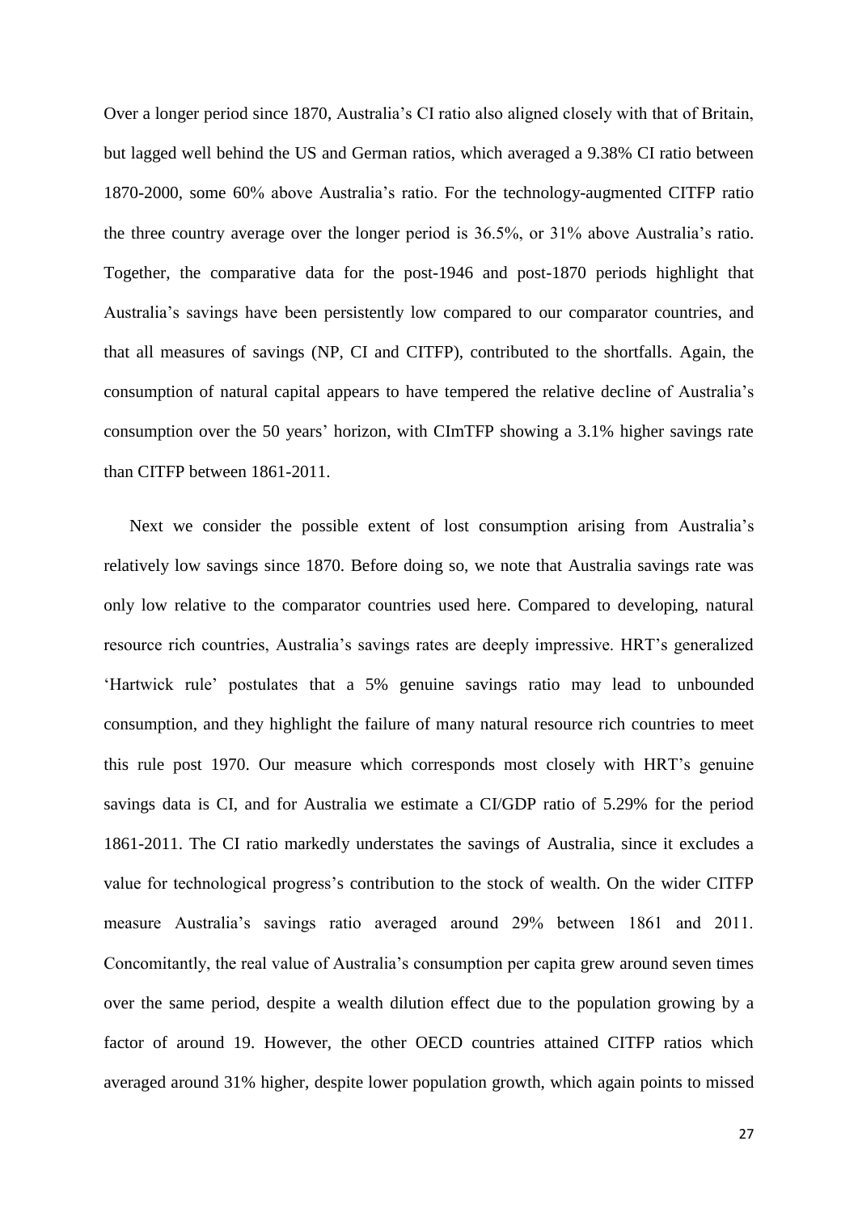Over a longer period since 1870, Australia's CI ratio also aligned closely with that of Britain, but lagged well behind the US and German ratios, which averaged a 9.38% CI ratio between 1870-2000, some 60% above Australia's ratio. For the technology-augmented CITFP ratio the three country average over the longer period is 36.5%, or 31% above Australia's ratio. Together, the comparative data for the post-1946 and post-1870 periods highlight that Australia's savings have been persistently low compared to our comparator countries, and that all measures of savings (NP, CI and CITFP), contributed to the shortfalls. Again, the consumption of natural capital appears to have tempered the relative decline of Australia's consumption over the 50 years' horizon, with CImTFP showing a 3.1% higher savings rate than CITFP between 1861-2011.

Next we consider the possible extent of lost consumption arising from Australia's relatively low savings since 1870. Before doing so, we note that Australia savings rate was only low relative to the comparator countries used here. Compared to developing, natural resource rich countries, Australia's savings rates are deeply impressive. HRT's generalized 'Hartwick rule' postulates that a 5% genuine savings ratio may lead to unbounded consumption, and they highlight the failure of many natural resource rich countries to meet this rule post 1970. Our measure which corresponds most closely with HRT's genuine savings data is CI, and for Australia we estimate a CI/GDP ratio of 5.29% for the period 1861-2011. The CI ratio markedly understates the savings of Australia, since it excludes a value for technological progress's contribution to the stock of wealth. On the wider CITFP measure Australia's savings ratio averaged around 29% between 1861 and 2011. Concomitantly, the real value of Australia's consumption per capita grew around seven times over the same period, despite a wealth dilution effect due to the population growing by a factor of around 19. However, the other OECD countries attained CITFP ratios which averaged around 31% higher, despite lower population growth, which again points to missed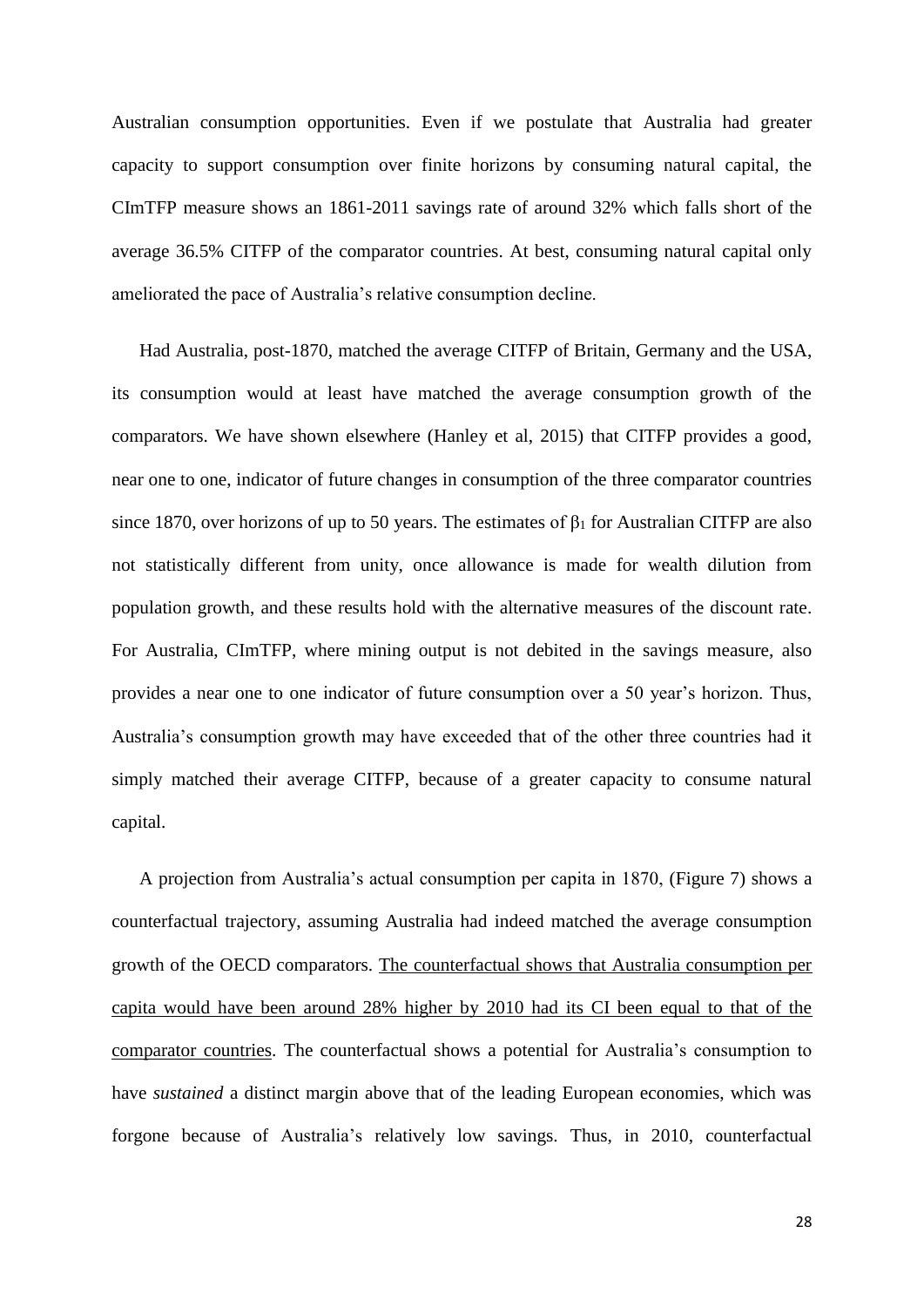Australian consumption opportunities. Even if we postulate that Australia had greater capacity to support consumption over finite horizons by consuming natural capital, the CImTFP measure shows an 1861-2011 savings rate of around 32% which falls short of the average 36.5% CITFP of the comparator countries. At best, consuming natural capital only ameliorated the pace of Australia's relative consumption decline.

Had Australia, post-1870, matched the average CITFP of Britain, Germany and the USA, its consumption would at least have matched the average consumption growth of the comparators. We have shown elsewhere (Hanley et al, 2015) that CITFP provides a good, near one to one, indicator of future changes in consumption of the three comparator countries since 1870, over horizons of up to 50 years. The estimates of $\beta_1$ for Australian CITFP are also not statistically different from unity, once allowance is made for wealth dilution from population growth, and these results hold with the alternative measures of the discount rate. For Australia, CImTFP, where mining output is not debited in the savings measure, also provides a near one to one indicator of future consumption over a 50 year's horizon. Thus, Australia's consumption growth may have exceeded that of the other three countries had it simply matched their average CITFP, because of a greater capacity to consume natural capital.

A projection from Australia's actual consumption per capita in 1870, (Figure 7) shows a counterfactual trajectory, assuming Australia had indeed matched the average consumption growth of the OECD comparators. The counterfactual shows that Australia consumption per capita would have been around 28% higher by 2010 had its CI been equal to that of the comparator countries. The counterfactual shows a potential for Australia's consumption to have *sustained* a distinct margin above that of the leading European economies, which was forgone because of Australia's relatively low savings. Thus, in 2010, counterfactual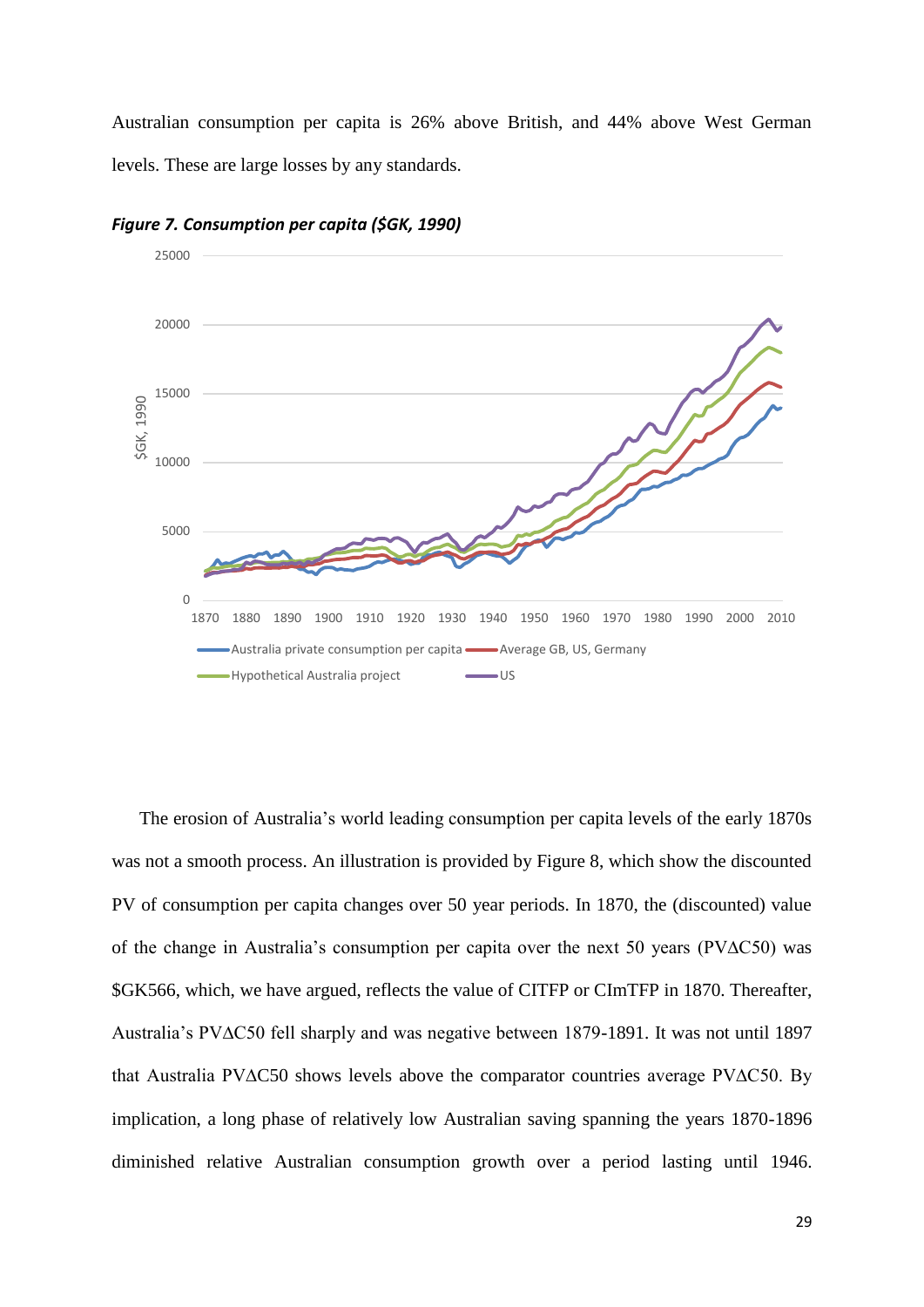Australian consumption per capita is 26% above British, and 44% above West German levels. These are large losses by any standards.

***Figure 7. Consumption per capita ($GK, 1990)***

The erosion of Australia's world leading consumption per capita levels of the early 1870s was not a smooth process. An illustration is provided by Figure 8, which show the discounted PV of consumption per capita changes over 50 year periods. In 1870, the (discounted) value of the change in Australia's consumption per capita over the next 50 years (PVΔC50) was $GK566, which, we have argued, reflects the value of CITFP or CImTFP in 1870. Thereafter, Australia's PVΔC50 fell sharply and was negative between 1879-1891. It was not until 1897 that Australia PVΔC50 shows levels above the comparator countries average PVΔC50. By implication, a long phase of relatively low Australian saving spanning the years 1870-1896 diminished relative Australian consumption growth over a period lasting until 1946.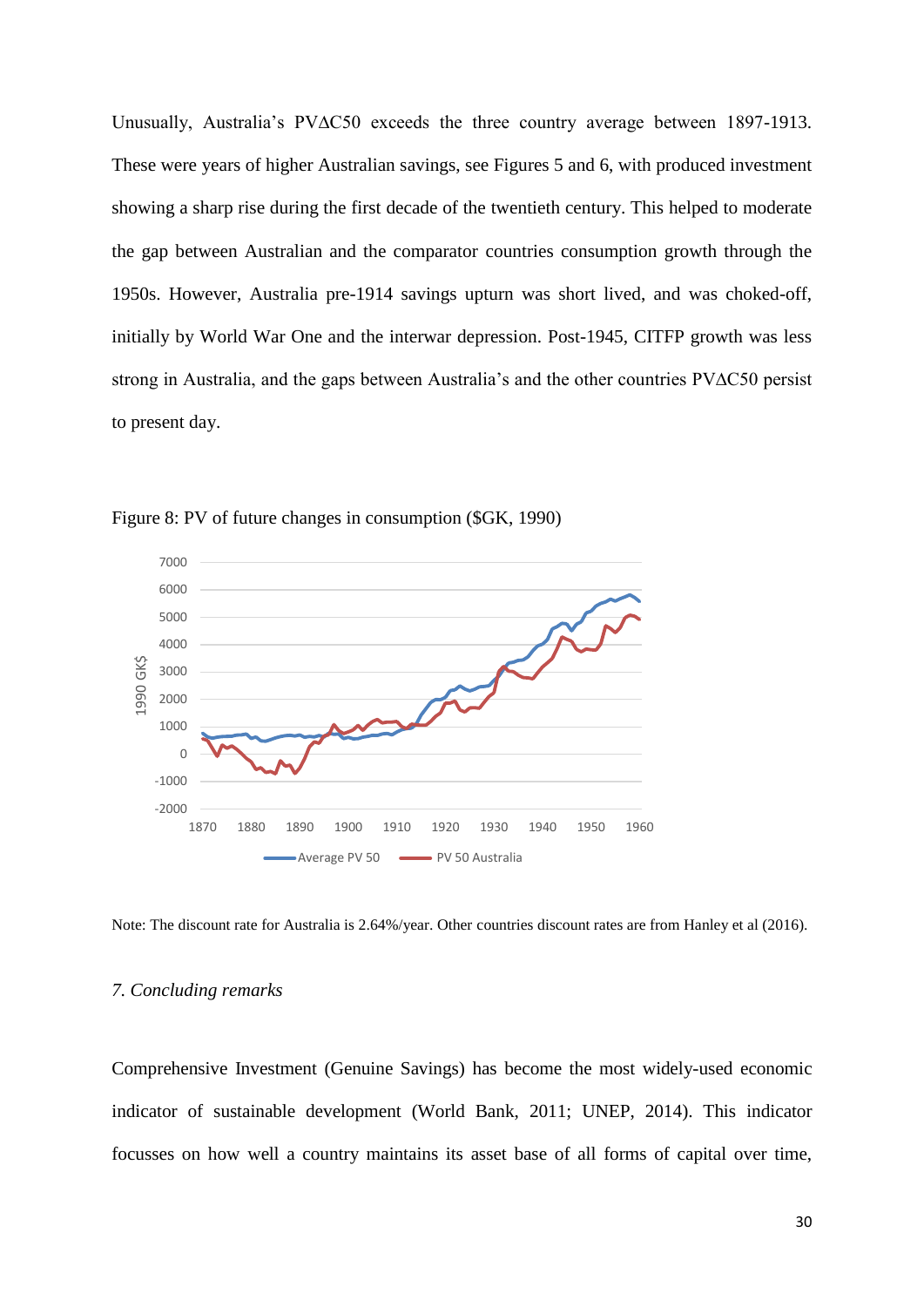Unusually, Australia's PVΔC50 exceeds the three country average between 1897-1913. These were years of higher Australian savings, see Figures 5 and 6, with produced investment showing a sharp rise during the first decade of the twentieth century. This helped to moderate the gap between Australian and the comparator countries consumption growth through the 1950s. However, Australia pre-1914 savings upturn was short lived, and was choked-off, initially by World War One and the interwar depression. Post-1945, CITFP growth was less strong in Australia, and the gaps between Australia's and the other countries PVΔC50 persist to present day.

Figure 8: PV of future changes in consumption ($GK, 1990)

Note: The discount rate for Australia is 2.64%/year. Other countries discount rates are from Hanley et al (2016).

## *7. Concluding remarks*

Comprehensive Investment (Genuine Savings) has become the most widely-used economic indicator of sustainable development (World Bank, 2011; UNEP, 2014). This indicator focusses on how well a country maintains its asset base of all forms of capital over time,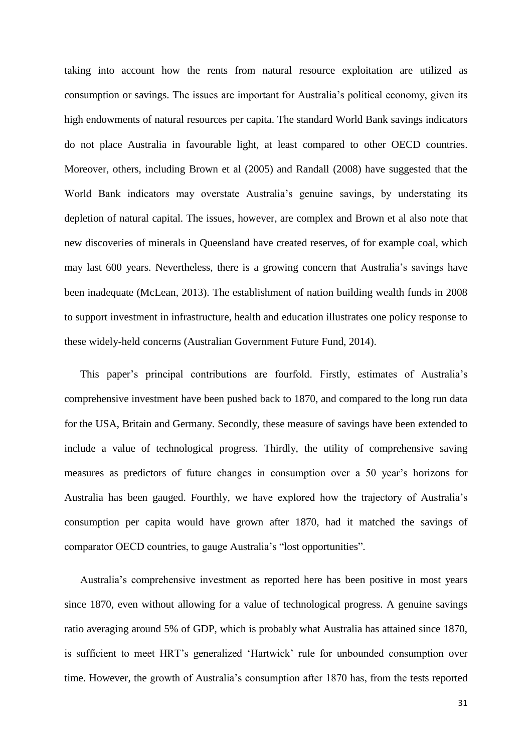taking into account how the rents from natural resource exploitation are utilized as consumption or savings. The issues are important for Australia's political economy, given its high endowments of natural resources per capita. The standard World Bank savings indicators do not place Australia in favourable light, at least compared to other OECD countries. Moreover, others, including Brown et al (2005) and Randall (2008) have suggested that the World Bank indicators may overstate Australia's genuine savings, by understating its depletion of natural capital. The issues, however, are complex and Brown et al also note that new discoveries of minerals in Queensland have created reserves, of for example coal, which may last 600 years. Nevertheless, there is a growing concern that Australia's savings have been inadequate (McLean, 2013). The establishment of nation building wealth funds in 2008 to support investment in infrastructure, health and education illustrates one policy response to these widely-held concerns (Australian Government Future Fund, 2014).

This paper's principal contributions are fourfold. Firstly, estimates of Australia's comprehensive investment have been pushed back to 1870, and compared to the long run data for the USA, Britain and Germany. Secondly, these measure of savings have been extended to include a value of technological progress. Thirdly, the utility of comprehensive saving measures as predictors of future changes in consumption over a 50 year's horizons for Australia has been gauged. Fourthly, we have explored how the trajectory of Australia's consumption per capita would have grown after 1870, had it matched the savings of comparator OECD countries, to gauge Australia's "lost opportunities".

Australia's comprehensive investment as reported here has been positive in most years since 1870, even without allowing for a value of technological progress. A genuine savings ratio averaging around 5% of GDP, which is probably what Australia has attained since 1870, is sufficient to meet HRT's generalized 'Hartwick' rule for unbounded consumption over time. However, the growth of Australia's consumption after 1870 has, from the tests reported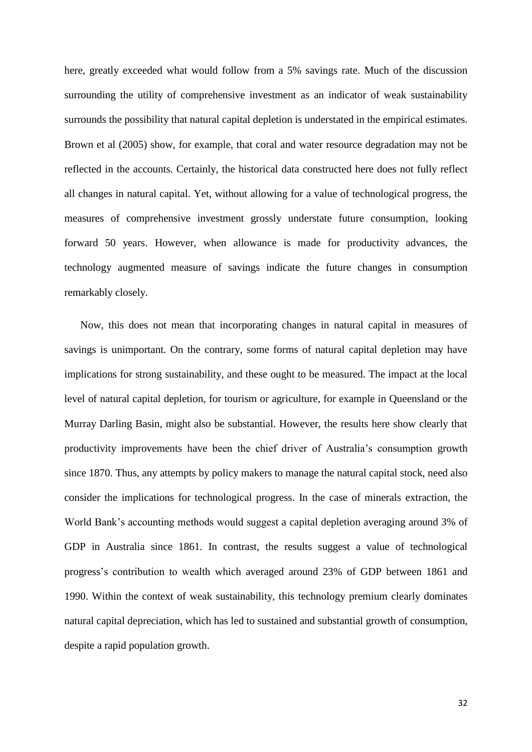here, greatly exceeded what would follow from a 5% savings rate. Much of the discussion surrounding the utility of comprehensive investment as an indicator of weak sustainability surrounds the possibility that natural capital depletion is understated in the empirical estimates. Brown et al (2005) show, for example, that coral and water resource degradation may not be reflected in the accounts. Certainly, the historical data constructed here does not fully reflect all changes in natural capital. Yet, without allowing for a value of technological progress, the measures of comprehensive investment grossly understate future consumption, looking forward 50 years. However, when allowance is made for productivity advances, the technology augmented measure of savings indicate the future changes in consumption remarkably closely.

Now, this does not mean that incorporating changes in natural capital in measures of savings is unimportant. On the contrary, some forms of natural capital depletion may have implications for strong sustainability, and these ought to be measured. The impact at the local level of natural capital depletion, for tourism or agriculture, for example in Queensland or the Murray Darling Basin, might also be substantial. However, the results here show clearly that productivity improvements have been the chief driver of Australia's consumption growth since 1870. Thus, any attempts by policy makers to manage the natural capital stock, need also consider the implications for technological progress. In the case of minerals extraction, the World Bank's accounting methods would suggest a capital depletion averaging around 3% of GDP in Australia since 1861. In contrast, the results suggest a value of technological progress's contribution to wealth which averaged around 23% of GDP between 1861 and 1990. Within the context of weak sustainability, this technology premium clearly dominates natural capital depreciation, which has led to sustained and substantial growth of consumption, despite a rapid population growth.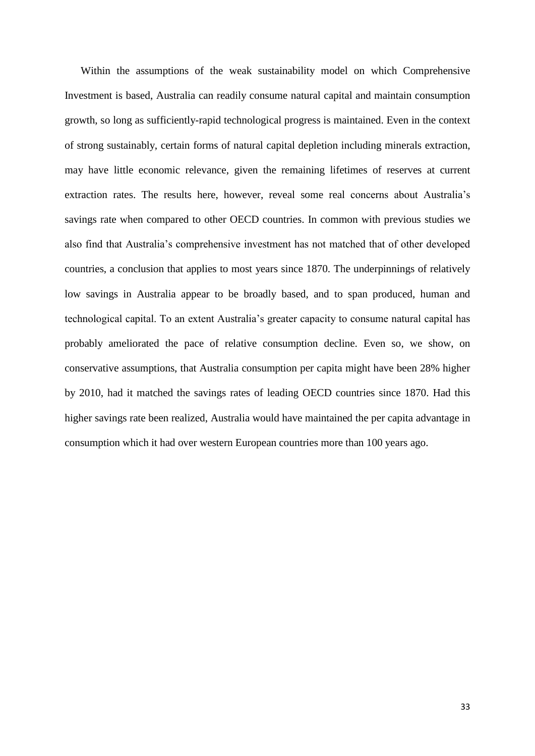Within the assumptions of the weak sustainability model on which Comprehensive Investment is based, Australia can readily consume natural capital and maintain consumption growth, so long as sufficiently-rapid technological progress is maintained. Even in the context of strong sustainably, certain forms of natural capital depletion including minerals extraction, may have little economic relevance, given the remaining lifetimes of reserves at current extraction rates. The results here, however, reveal some real concerns about Australia's savings rate when compared to other OECD countries. In common with previous studies we also find that Australia's comprehensive investment has not matched that of other developed countries, a conclusion that applies to most years since 1870. The underpinnings of relatively low savings in Australia appear to be broadly based, and to span produced, human and technological capital. To an extent Australia's greater capacity to consume natural capital has probably ameliorated the pace of relative consumption decline. Even so, we show, on conservative assumptions, that Australia consumption per capita might have been 28% higher by 2010, had it matched the savings rates of leading OECD countries since 1870. Had this higher savings rate been realized, Australia would have maintained the per capita advantage in consumption which it had over western European countries more than 100 years ago.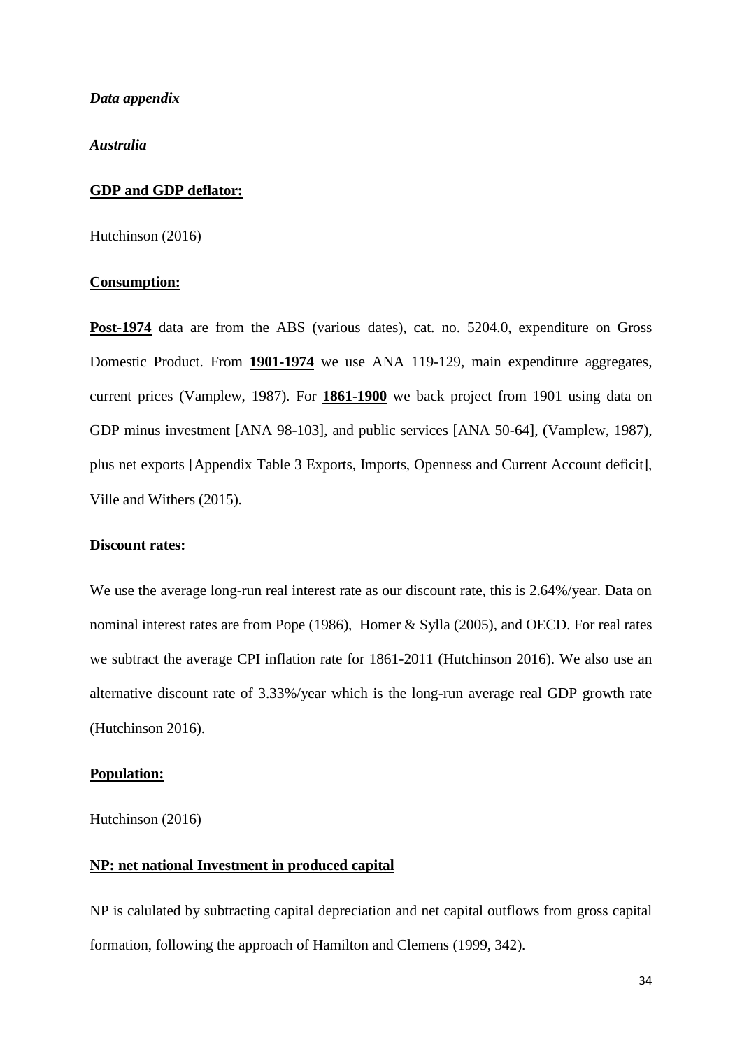*Data appendix*

*Australia*

**<u>GDP and GDP deflator:</u>**

Hutchinson (2016)

**<u>Consumption:</u>**

**<u>Post-1974</u>** data are from the ABS (various dates), cat. no. 5204.0, expenditure on Gross Domestic Product. From **<u>1901-1974</u>** we use ANA 119-129, main expenditure aggregates, current prices (Vamplew, 1987). For **<u>1861-1900</u>** we back project from 1901 using data on GDP minus investment [ANA 98-103], and public services [ANA 50-64], (Vamplew, 1987), plus net exports [Appendix Table 3 Exports, Imports, Openness and Current Account deficit], Ville and Withers (2015).

**Discount rates:**

We use the average long-run real interest rate as our discount rate, this is 2.64%/year. Data on nominal interest rates are from Pope (1986), Homer & Sylla (2005), and OECD. For real rates we subtract the average CPI inflation rate for 1861-2011 (Hutchinson 2016). We also use an alternative discount rate of 3.33%/year which is the long-run average real GDP growth rate (Hutchinson 2016).

**<u>Population:</u>**

Hutchinson (2016)

**<u>NP: net national Investment in produced capital</u>**

NP is calulated by subtracting capital depreciation and net capital outflows from gross capital formation, following the approach of Hamilton and Clemens (1999, 342).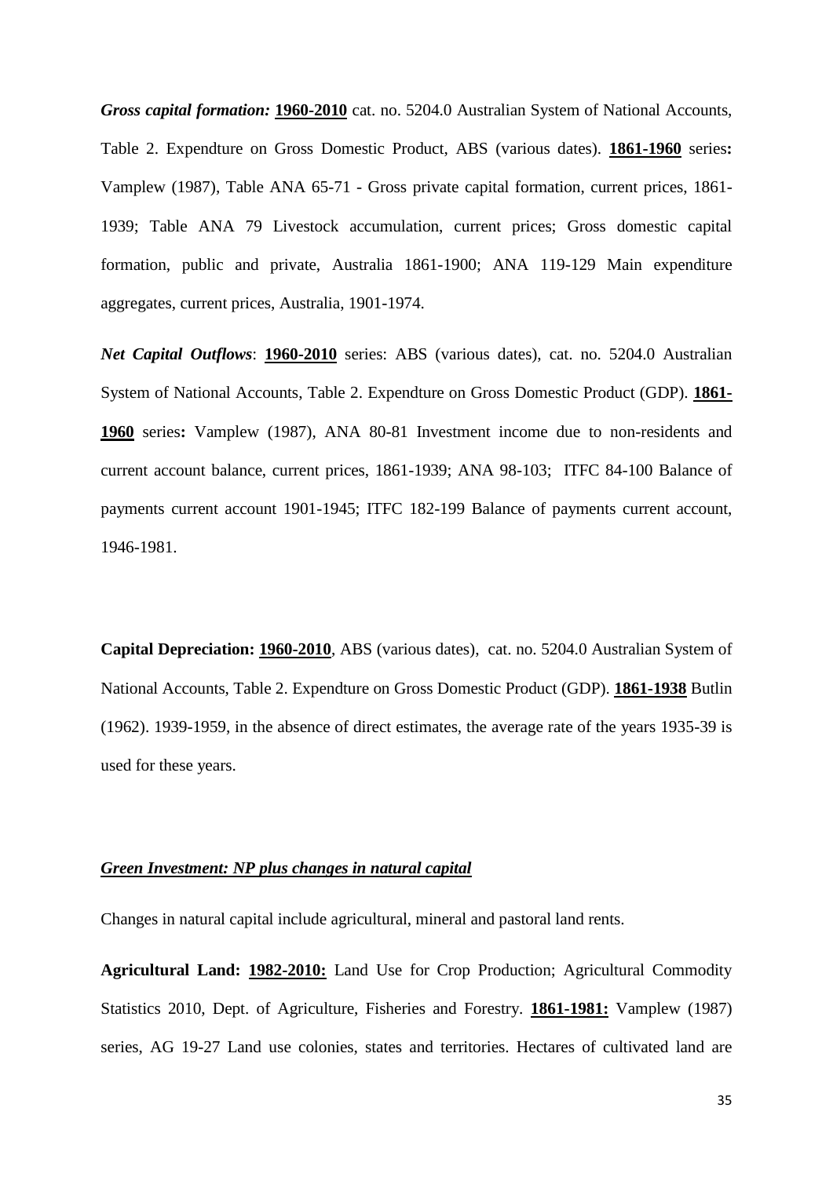***Gross capital formation:*** **<u>1960-2010</u>** cat. no. 5204.0 Australian System of National Accounts, Table 2. Expendture on Gross Domestic Product, ABS (various dates). **<u>1861-1960</u>** series**:** Vamplew (1987), Table ANA 65-71 - Gross private capital formation, current prices, 1861-1939; Table ANA 79 Livestock accumulation, current prices; Gross domestic capital formation, public and private, Australia 1861-1900; ANA 119-129 Main expenditure aggregates, current prices, Australia, 1901-1974.

***Net Capital Outflows***: **<u>1960-2010</u>** series: ABS (various dates), cat. no. 5204.0 Australian System of National Accounts, Table 2. Expendture on Gross Domestic Product (GDP). **<u>1861-1960</u>** series**:** Vamplew (1987), ANA 80-81 Investment income due to non-residents and current account balance, current prices, 1861-1939; ANA 98-103; ITFC 84-100 Balance of payments current account 1901-1945; ITFC 182-199 Balance of payments current account, 1946-1981.

**Capital Depreciation: <u>1960-2010</u>**, ABS (various dates), cat. no. 5204.0 Australian System of National Accounts, Table 2. Expendture on Gross Domestic Product (GDP). **<u>1861-1938</u>** Butlin (1962). 1939-1959, in the absence of direct estimates, the average rate of the years 1935-39 is used for these years.

***<u>Green Investment: NP plus changes in natural capital</u>***

Changes in natural capital include agricultural, mineral and pastoral land rents.

**Agricultural Land: <u>1982-2010:</u>** Land Use for Crop Production; Agricultural Commodity Statistics 2010, Dept. of Agriculture, Fisheries and Forestry. **<u>1861-1981:</u>** Vamplew (1987) series, AG 19-27 Land use colonies, states and territories. Hectares of cultivated land are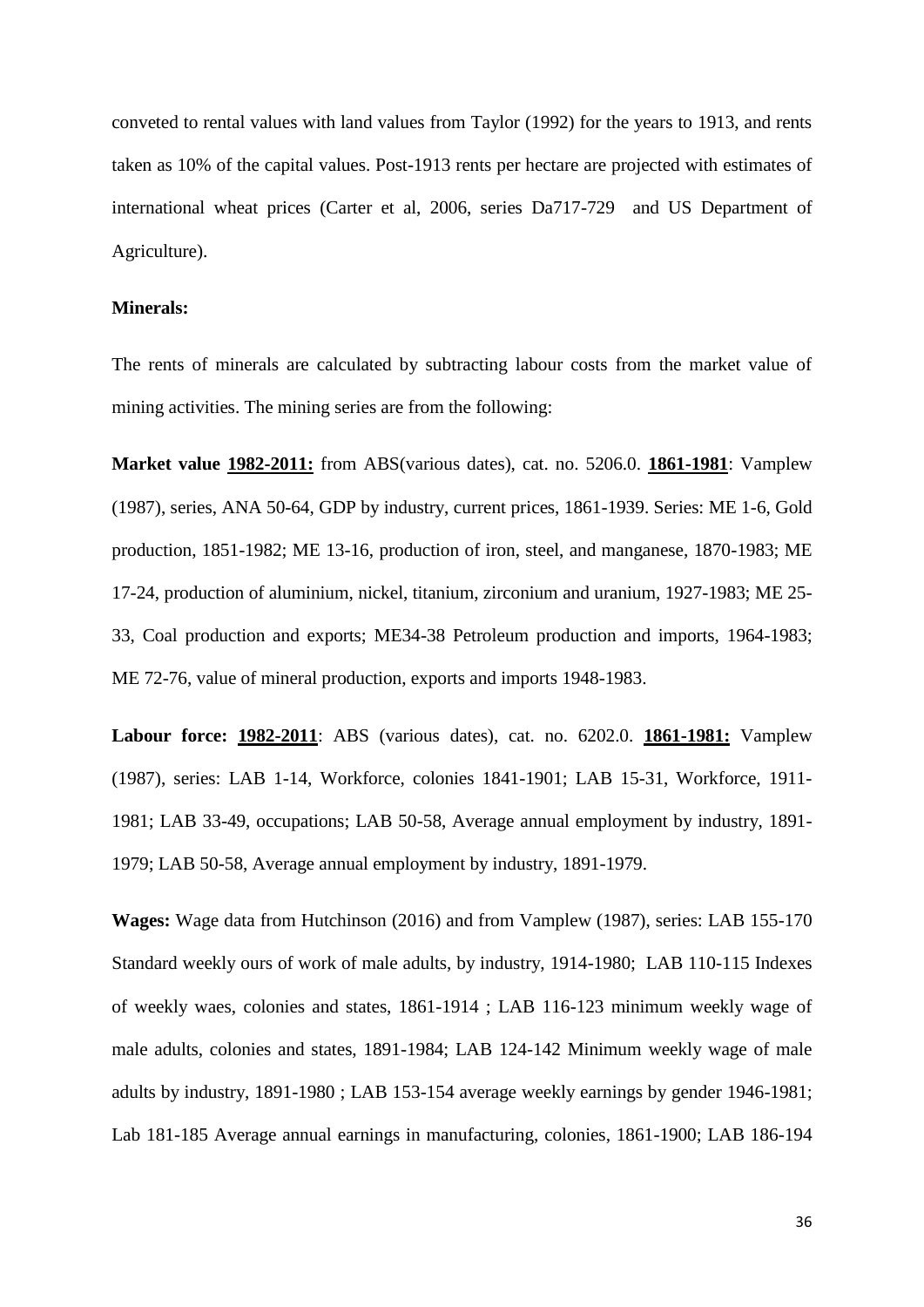conveted to rental values with land values from Taylor (1992) for the years to 1913, and rents taken as 10% of the capital values. Post-1913 rents per hectare are projected with estimates of international wheat prices (Carter et al, 2006, series Da717-729 and US Department of Agriculture).

**Minerals:**

The rents of minerals are calculated by subtracting labour costs from the market value of mining activities. The mining series are from the following:

**Market value <u>1982-2011:</u>** from ABS(various dates), cat. no. 5206.0. **<u>1861-1981</u>**: Vamplew (1987), series, ANA 50-64, GDP by industry, current prices, 1861-1939. Series: ME 1-6, Gold production, 1851-1982; ME 13-16, production of iron, steel, and manganese, 1870-1983; ME 17-24, production of aluminium, nickel, titanium, zirconium and uranium, 1927-1983; ME 25-33, Coal production and exports; ME34-38 Petroleum production and imports, 1964-1983; ME 72-76, value of mineral production, exports and imports 1948-1983.

**Labour force: <u>1982-2011</u>**: ABS (various dates), cat. no. 6202.0. **<u>1861-1981:</u>** Vamplew (1987), series: LAB 1-14, Workforce, colonies 1841-1901; LAB 15-31, Workforce, 1911-1981; LAB 33-49, occupations; LAB 50-58, Average annual employment by industry, 1891-1979; LAB 50-58, Average annual employment by industry, 1891-1979.

**Wages:** Wage data from Hutchinson (2016) and from Vamplew (1987), series: LAB 155-170 Standard weekly ours of work of male adults, by industry, 1914-1980; LAB 110-115 Indexes of weekly waes, colonies and states, 1861-1914 ; LAB 116-123 minimum weekly wage of male adults, colonies and states, 1891-1984; LAB 124-142 Minimum weekly wage of male adults by industry, 1891-1980 ; LAB 153-154 average weekly earnings by gender 1946-1981; Lab 181-185 Average annual earnings in manufacturing, colonies, 1861-1900; LAB 186-194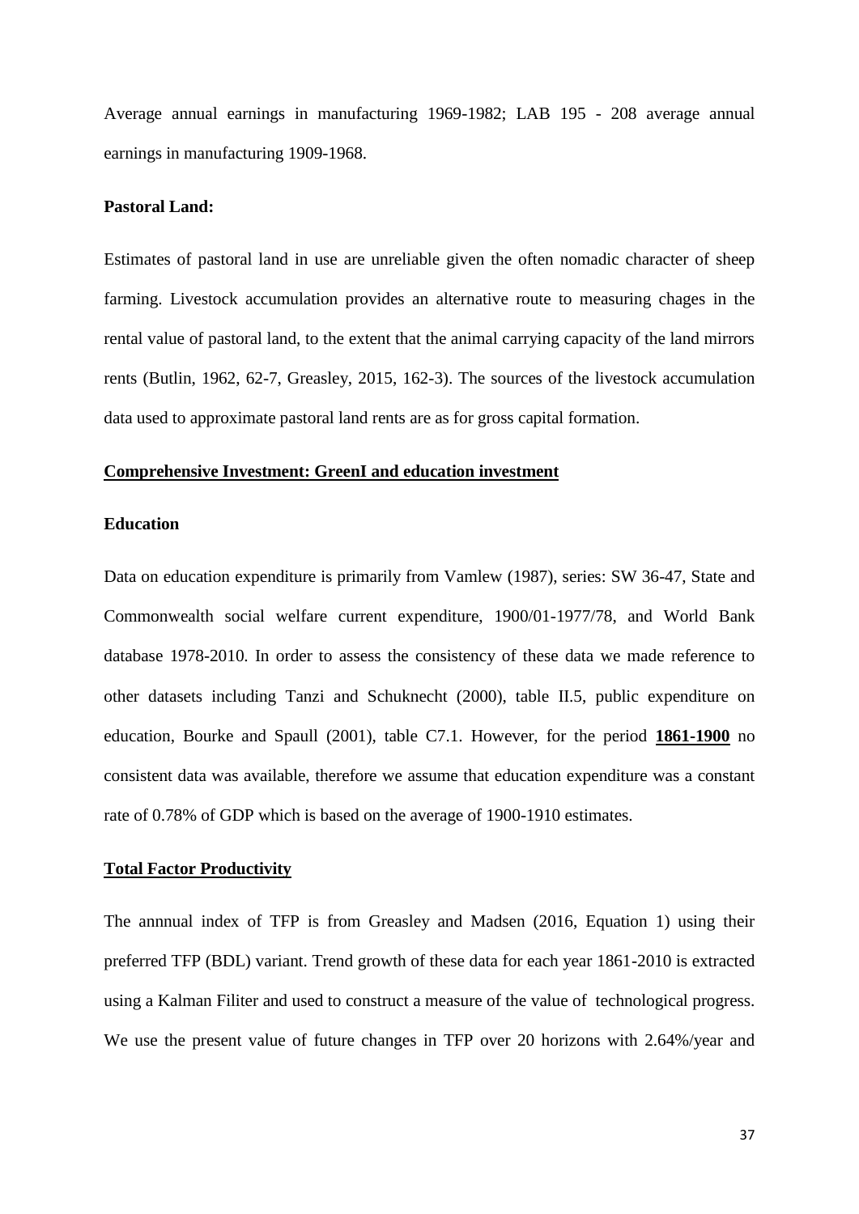Average annual earnings in manufacturing 1969-1982; LAB 195 - 208 average annual earnings in manufacturing 1909-1968.

**Pastoral Land:**

Estimates of pastoral land in use are unreliable given the often nomadic character of sheep farming. Livestock accumulation provides an alternative route to measuring chages in the rental value of pastoral land, to the extent that the animal carrying capacity of the land mirrors rents (Butlin, 1962, 62-7, Greasley, 2015, 162-3). The sources of the livestock accumulation data used to approximate pastoral land rents are as for gross capital formation.

**<u>Comprehensive Investment: GreenI and education investment</u>**

**Education**

Data on education expenditure is primarily from Vamlew (1987), series: SW 36-47, State and Commonwealth social welfare current expenditure, 1900/01-1977/78, and World Bank database 1978-2010. In order to assess the consistency of these data we made reference to other datasets including Tanzi and Schuknecht (2000), table II.5, public expenditure on education, Bourke and Spaull (2001), table C7.1. However, for the period **<u>1861-1900</u>** no consistent data was available, therefore we assume that education expenditure was a constant rate of 0.78% of GDP which is based on the average of 1900-1910 estimates.

**<u>Total Factor Productivity</u>**

The annnual index of TFP is from Greasley and Madsen (2016, Equation 1) using their preferred TFP (BDL) variant. Trend growth of these data for each year 1861-2010 is extracted using a Kalman Filiter and used to construct a measure of the value of technological progress. We use the present value of future changes in TFP over 20 horizons with 2.64%/year and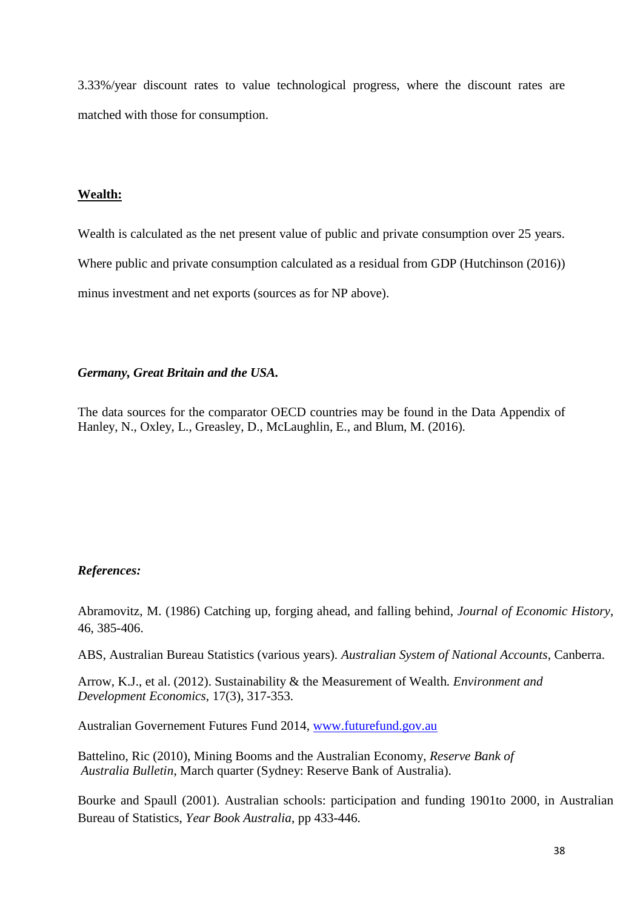3.33%/year discount rates to value technological progress, where the discount rates are matched with those for consumption.

## **Wealth:**

Wealth is calculated as the net present value of public and private consumption over 25 years. Where public and private consumption calculated as a residual from GDP (Hutchinson (2016)) minus investment and net exports (sources as for NP above).

### ***Germany, Great Britain and the USA.***

The data sources for the comparator OECD countries may be found in the Data Appendix of Hanley, N., Oxley, L., Greasley, D., McLaughlin, E., and Blum, M. (2016).

## ***References:***

Abramovitz, M. (1986) Catching up, forging ahead, and falling behind, *Journal of Economic History*, 46, 385-406.

ABS, Australian Bureau Statistics (various years). *Australian System of National Accounts*, Canberra.

Arrow, K.J., et al. (2012). Sustainability & the Measurement of Wealth. *Environment and Development Economics*, 17(3), 317-353.

Australian Governement Futures Fund 2014, [www.futurefund.gov.au](http://www.futurefund.gov.au)

Battelino, Ric (2010), Mining Booms and the Australian Economy, *Reserve Bank of Australia Bulletin*, March quarter (Sydney: Reserve Bank of Australia).

Bourke and Spaull (2001). Australian schools: participation and funding 1901to 2000, in Australian Bureau of Statistics, *Year Book Australia*, pp 433-446.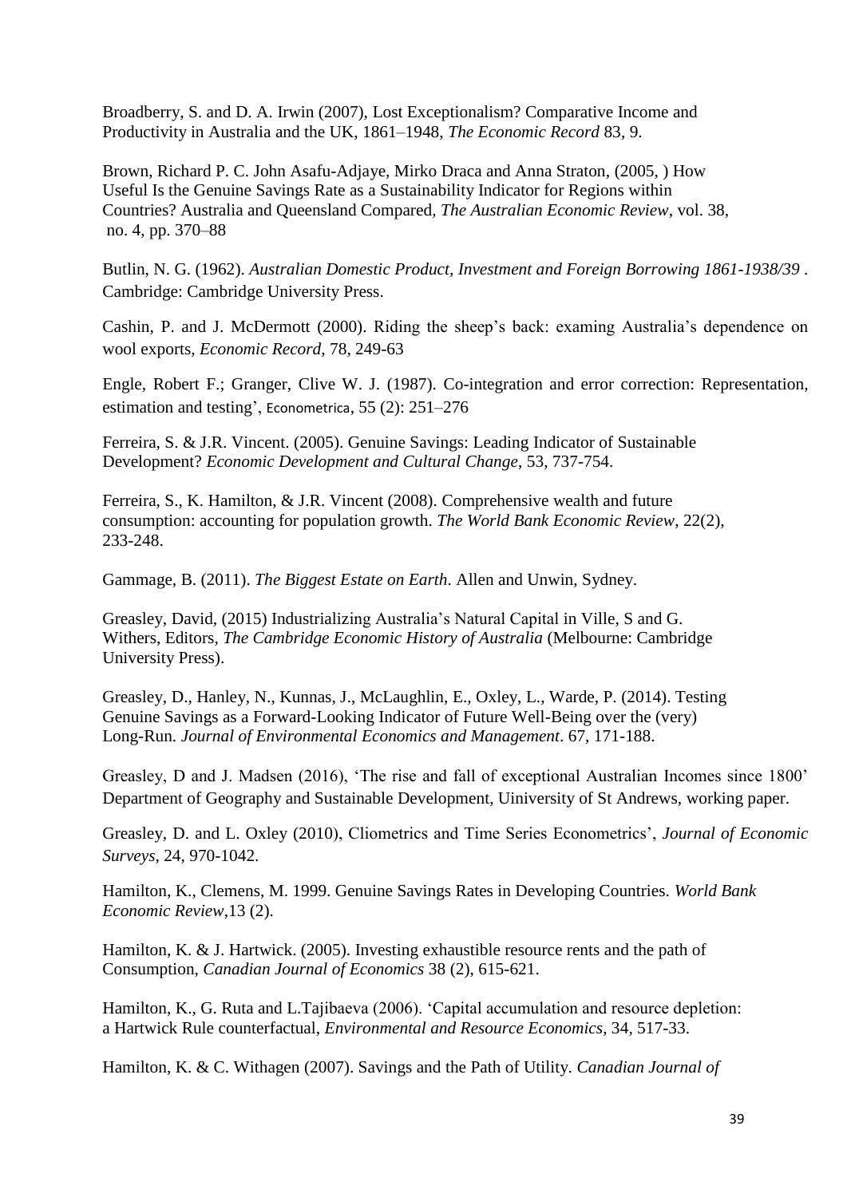Broadberry, S. and D. A. Irwin (2007), Lost Exceptionalism? Comparative Income and Productivity in Australia and the UK, 1861–1948, *The Economic Record* 83, 9.

Brown, Richard P. C. John Asafu-Adjaye, Mirko Draca and Anna Straton, (2005, ) How Useful Is the Genuine Savings Rate as a Sustainability Indicator for Regions within Countries? Australia and Queensland Compared, *The Australian Economic Review*, vol. 38, no. 4, pp. 370–88

Butlin, N. G. (1962). *Australian Domestic Product, Investment and Foreign Borrowing 1861-1938/39* . Cambridge: Cambridge University Press.

Cashin, P. and J. McDermott (2000). Riding the sheep's back: examing Australia's dependence on wool exports, *Economic Record*, 78, 249-63

Engle, Robert F.; Granger, Clive W. J. (1987). Co-integration and error correction: Representation, estimation and testing', Econometrica, 55 (2): 251–276

Ferreira, S. & J.R. Vincent. (2005). Genuine Savings: Leading Indicator of Sustainable Development? *Economic Development and Cultural Change*, 53, 737-754.

Ferreira, S., K. Hamilton, & J.R. Vincent (2008). Comprehensive wealth and future consumption: accounting for population growth. *The World Bank Economic Review*, 22(2), 233-248.

Gammage, B. (2011). *The Biggest Estate on Earth*. Allen and Unwin, Sydney.

Greasley, David, (2015) Industrializing Australia's Natural Capital in Ville, S and G. Withers, Editors, *The Cambridge Economic History of Australia* (Melbourne: Cambridge University Press).

Greasley, D., Hanley, N., Kunnas, J., McLaughlin, E., Oxley, L., Warde, P. (2014). Testing Genuine Savings as a Forward-Looking Indicator of Future Well-Being over the (very) Long-Run. *Journal of Environmental Economics and Management*. 67, 171-188.

Greasley, D and J. Madsen (2016), 'The rise and fall of exceptional Australian Incomes since 1800' Department of Geography and Sustainable Development, Uiniversity of St Andrews, working paper.

Greasley, D. and L. Oxley (2010), Cliometrics and Time Series Econometrics', *Journal of Economic Surveys*, 24, 970-1042.

Hamilton, K., Clemens, M. 1999. Genuine Savings Rates in Developing Countries. *World Bank Economic Review*,13 (2).

Hamilton, K. & J. Hartwick. (2005). Investing exhaustible resource rents and the path of Consumption, *Canadian Journal of Economics* 38 (2), 615-621.

Hamilton, K., G. Ruta and L.Tajibaeva (2006). 'Capital accumulation and resource depletion: a Hartwick Rule counterfactual, *Environmental and Resource Economics*, 34, 517-33.

Hamilton, K. & C. Withagen (2007). Savings and the Path of Utility. *Canadian Journal of*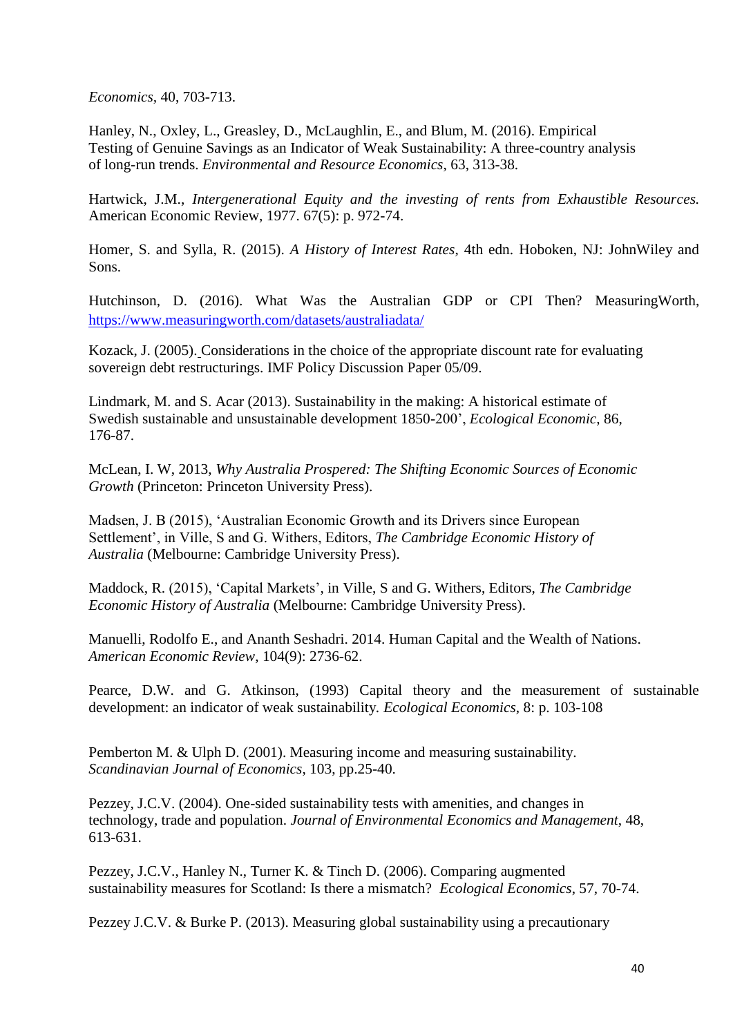*Economics*, 40, 703-713.

Hanley, N., Oxley, L., Greasley, D., McLaughlin, E., and Blum, M. (2016). Empirical Testing of Genuine Savings as an Indicator of Weak Sustainability: A three-country analysis of long-run trends. *Environmental and Resource Economics*, 63, 313-38.

Hartwick, J.M., *Intergenerational Equity and the investing of rents from Exhaustible Resources.* American Economic Review, 1977. 67(5): p. 972-74.

Homer, S. and Sylla, R. (2015). *A History of Interest Rates*, 4th edn. Hoboken, NJ: JohnWiley and Sons.

Hutchinson, D. (2016). What Was the Australian GDP or CPI Then? MeasuringWorth, https://www.measuringworth.com/datasets/australiadata/

Kozack, J. (2005). Considerations in the choice of the appropriate discount rate for evaluating sovereign debt restructurings. IMF Policy Discussion Paper 05/09.

Lindmark, M. and S. Acar (2013). Sustainability in the making: A historical estimate of Swedish sustainable and unsustainable development 1850-200', *Ecological Economic*, 86, 176-87.

McLean, I. W, 2013, *Why Australia Prospered: The Shifting Economic Sources of Economic Growth* (Princeton: Princeton University Press).

Madsen, J. B (2015), 'Australian Economic Growth and its Drivers since European Settlement', in Ville, S and G. Withers, Editors, *The Cambridge Economic History of Australia* (Melbourne: Cambridge University Press).

Maddock, R. (2015), 'Capital Markets', in Ville, S and G. Withers, Editors, *The Cambridge Economic History of Australia* (Melbourne: Cambridge University Press).

Manuelli, Rodolfo E., and Ananth Seshadri. 2014. Human Capital and the Wealth of Nations. *American Economic Review*, 104(9): 2736-62.

Pearce, D.W. and G. Atkinson, (1993) Capital theory and the measurement of sustainable development: an indicator of weak sustainability. *Ecological Economics*, 8: p. 103-108

Pemberton M. & Ulph D. (2001). Measuring income and measuring sustainability. *Scandinavian Journal of Economics*, 103, pp.25-40.

Pezzey, J.C.V. (2004). One-sided sustainability tests with amenities, and changes in technology, trade and population. *Journal of Environmental Economics and Management*, 48, 613-631.

Pezzey, J.C.V., Hanley N., Turner K. & Tinch D. (2006). Comparing augmented sustainability measures for Scotland: Is there a mismatch? *Ecological Economics*, 57, 70-74.

Pezzey J.C.V. & Burke P. (2013). Measuring global sustainability using a precautionary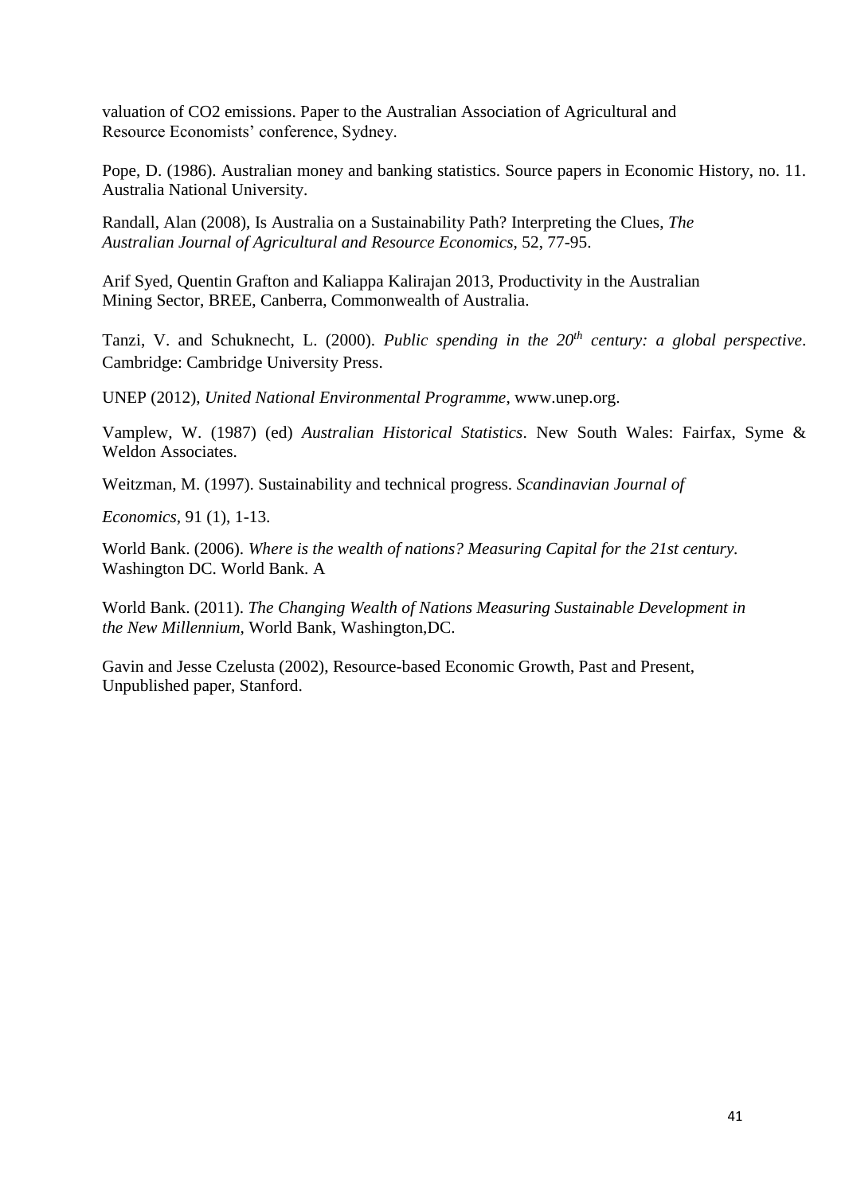valuation of $CO_2$ emissions. Paper to the Australian Association of Agricultural and Resource Economists' conference, Sydney.

Pope, D. (1986). Australian money and banking statistics. Source papers in Economic History, no. 11. Australia National University.

Randall, Alan (2008), Is Australia on a Sustainability Path? Interpreting the Clues, *The Australian Journal of Agricultural and Resource Economics*, 52, 77-95.

Arif Syed, Quentin Grafton and Kaliappa Kalirajan 2013, Productivity in the Australian Mining Sector, BREE, Canberra, Commonwealth of Australia.

Tanzi, V. and Schuknecht, L. (2000). *Public spending in the 20th century: a global perspective*. Cambridge: Cambridge University Press.

UNEP (2012), *United National Environmental Programme*, www.unep.org.

Vamplew, W. (1987) (ed) *Australian Historical Statistics*. New South Wales: Fairfax, Syme & Weldon Associates.

Weitzman, M. (1997). Sustainability and technical progress. *Scandinavian Journal of Economics*, 91 (1), 1-13.

World Bank. (2006). *Where is the wealth of nations? Measuring Capital for the 21st century.* Washington DC. World Bank. A

World Bank. (2011). *The Changing Wealth of Nations Measuring Sustainable Development in the New Millennium,* World Bank, Washington,DC.

Gavin and Jesse Czelusta (2002), Resource-based Economic Growth, Past and Present, Unpublished paper, Stanford.